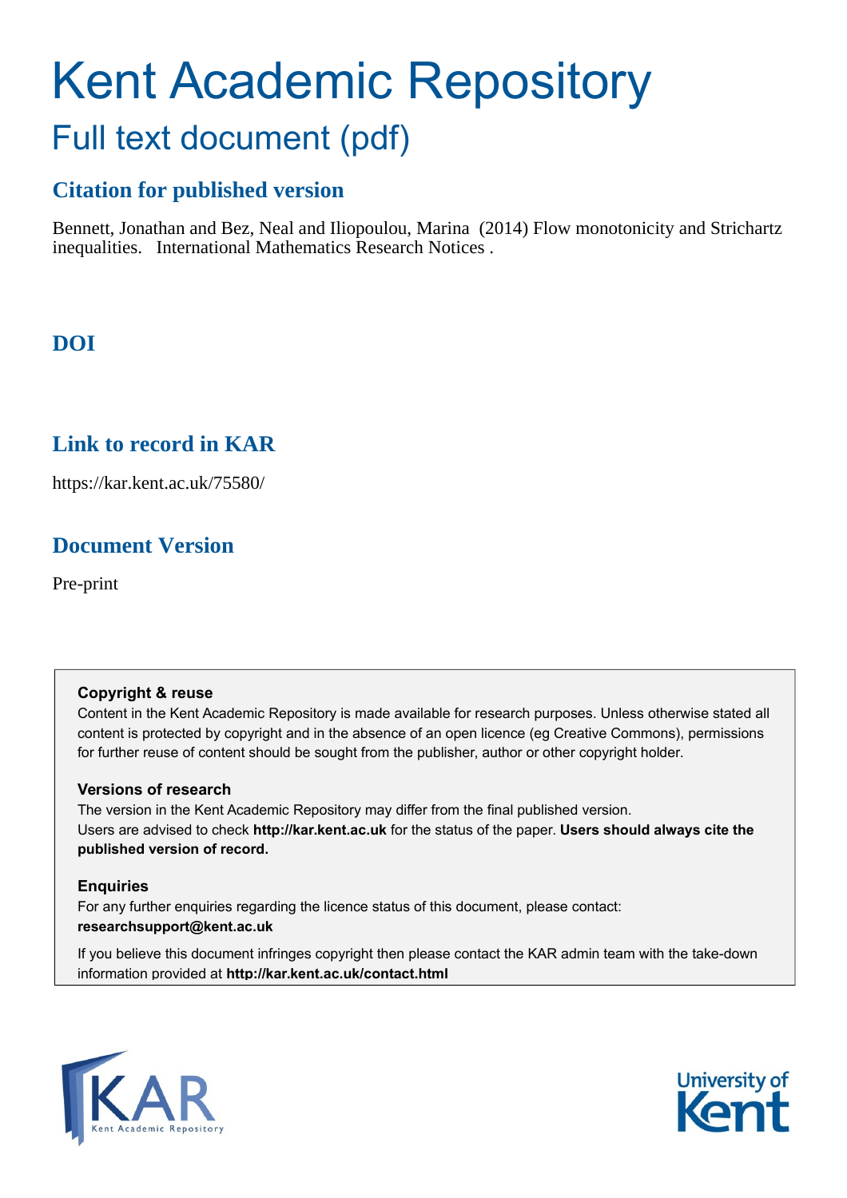# Kent Academic Repository

## Full text document (pdf)

### Citation for published version

Bennett, Jonathan and Bez, Neal and Iliopoulou, Marina (2014) Flow monotonicity and Strichartz inequalities. International Mathematics Research Notices .

### DOI

### Link to record in KAR

https://kar.kent.ac.uk/75580/

### Document Version

Pre-print

**Copyright & reuse**

Content in the Kent Academic Repository is made available for research purposes. Unless otherwise stated all content is protected by copyright and in the absence of an open licence (eg Creative Commons), permissions for further reuse of content should be sought from the publisher, author or other copyright holder.

**Versions of research**

The version in the Kent Academic Repository may differ from the final published version. Users are advised to check **http://kar.kent.ac.uk** for the status of the paper. **Users should always cite the published version of record.**

**Enquiries**

For any further enquiries regarding the licence status of this document, please contact: **researchsupport@kent.ac.uk**

If you believe this document infringes copyright then please contact the KAR admin team with the take-down information provided at **http://kar.kent.ac.uk/contact.html**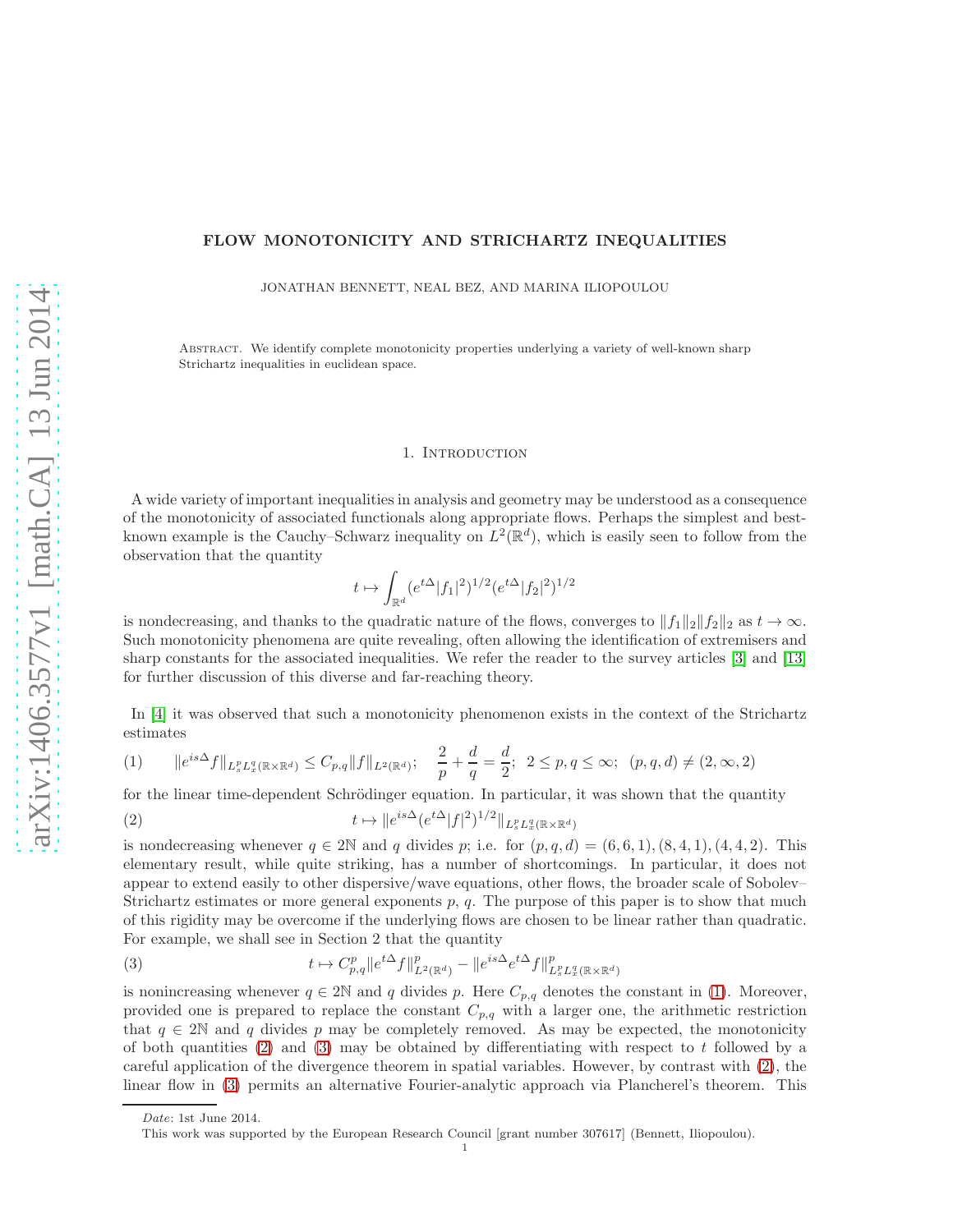# FLOW MONOTONICITY AND STRICHARTZ INEQUALITIES

JONATHAN BENNETT, NEAL BEZ, AND MARINA ILIOPOULOU

Abstract. We identify complete monotonicity properties underlying a variety of well-known sharp Strichartz inequalities in euclidean space.

## 1. Introduction

A wide variety of important inequalities in analysis and geometry may be understood as a consequence of the monotonicity of associated functionals along appropriate flows. Perhaps the simplest and best-known example is the Cauchy–Schwarz inequality on $L^2(\mathbb{R}^d)$, which is easily seen to follow from the observation that the quantity

$$t \mapsto \int_{\mathbb{R}^d} (e^{t\Delta}|f_1|^2)^{1/2}(e^{t\Delta}|f_2|^2)^{1/2}$$

is nondecreasing, and thanks to the quadratic nature of the flows, converges to $\|f_1\|_2\|f_2\|_2$ as $t \to \infty$. Such monotonicity phenomena are quite revealing, often allowing the identification of extremisers and sharp constants for the associated inequalities. We refer the reader to the survey articles [3] and [13] for further discussion of this diverse and far-reaching theory.

In [4] it was observed that such a monotonicity phenomenon exists in the context of the Strichartz estimates

$$(1) \qquad \|e^{is\Delta}f\|_{L^p_sL^q_x(\mathbb{R}\times\mathbb{R}^d)} \leq C_{p,q}\|f\|_{L^2(\mathbb{R}^d)}; \quad \frac{2}{p}+\frac{d}{q}=\frac{d}{2}; \;\; 2\leq p,q\leq\infty; \;\; (p,q,d)\neq(2,\infty,2)$$

for the linear time-dependent Schrödinger equation. In particular, it was shown that the quantity

$$(2) \qquad t \mapsto \|e^{is\Delta}(e^{t\Delta}|f|^2)^{1/2}\|_{L^p_sL^q_x(\mathbb{R}\times\mathbb{R}^d)}$$

is nondecreasing whenever $q \in 2\mathbb{N}$ and $q$ divides $p$; i.e. for $(p,q,d) = (6,6,1), (8,4,1), (4,4,2)$. This elementary result, while quite striking, has a number of shortcomings. In particular, it does not appear to extend easily to other dispersive/wave equations, other flows, the broader scale of Sobolev–Strichartz estimates or more general exponents $p$, $q$. The purpose of this paper is to show that much of this rigidity may be overcome if the underlying flows are chosen to be linear rather than quadratic. For example, we shall see in Section 2 that the quantity

$$(3) \qquad t \mapsto C^p_{p,q}\|e^{t\Delta}f\|^p_{L^2(\mathbb{R}^d)} - \|e^{is\Delta}e^{t\Delta}f\|^p_{L^p_sL^q_x(\mathbb{R}\times\mathbb{R}^d)}$$

is nonincreasing whenever $q \in 2\mathbb{N}$ and $q$ divides $p$. Here $C_{p,q}$ denotes the constant in (1). Moreover, provided one is prepared to replace the constant $C_{p,q}$ with a larger one, the arithmetic restriction that $q \in 2\mathbb{N}$ and $q$ divides $p$ may be completely removed. As may be expected, the monotonicity of both quantities (2) and (3) may be obtained by differentiating with respect to $t$ followed by a careful application of the divergence theorem in spatial variables. However, by contrast with (2), the linear flow in (3) permits an alternative Fourier-analytic approach via Plancherel's theorem. This

*Date*: 1st June 2014.

This work was supported by the European Research Council [grant number 307617] (Bennett, Iliopoulou).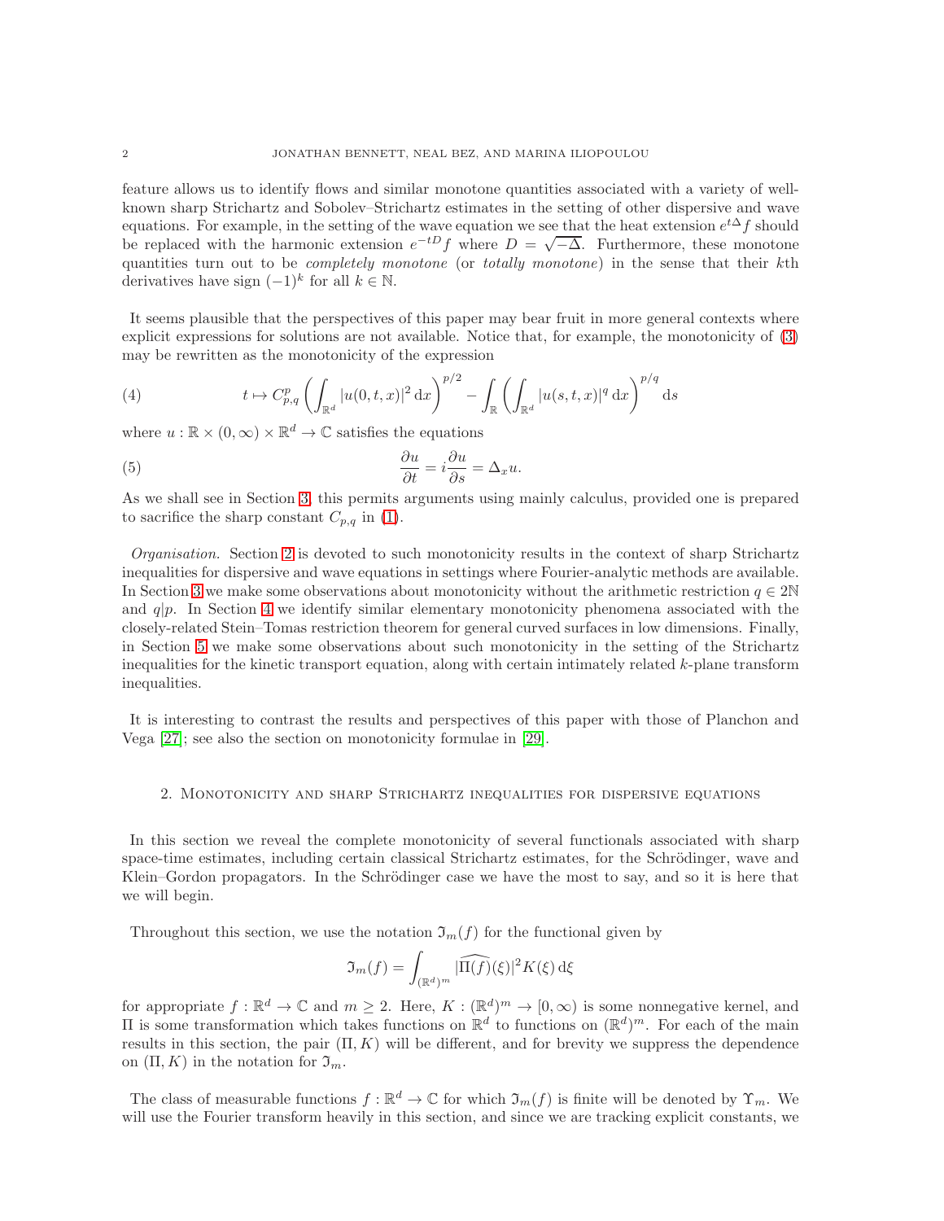feature allows us to identify flows and similar monotone quantities associated with a variety of well-known sharp Strichartz and Sobolev–Strichartz estimates in the setting of other dispersive and wave equations. For example, in the setting of the wave equation we see that the heat extension $e^{t\Delta} f$ should be replaced with the harmonic extension $e^{-tD} f$ where $D = \sqrt{-\Delta}$. Furthermore, these monotone quantities turn out to be *completely monotone* (or *totally monotone*) in the sense that their $k$th derivatives have sign $(-1)^k$ for all $k \in \mathbb{N}$.

It seems plausible that the perspectives of this paper may bear fruit in more general contexts where explicit expressions for solutions are not available. Notice that, for example, the monotonicity of (3) may be rewritten as the monotonicity of the expression

$$t \mapsto C_{p,q}^p \left( \int_{\mathbb{R}^d} |u(0,t,x)|^2 \, \mathrm{d}x \right)^{p/2} - \int_{\mathbb{R}} \left( \int_{\mathbb{R}^d} |u(s,t,x)|^q \, \mathrm{d}x \right)^{p/q} \mathrm{d}s \tag{4}$$

where $u : \mathbb{R} \times (0,\infty) \times \mathbb{R}^d \to \mathbb{C}$ satisfies the equations

$$\frac{\partial u}{\partial t} = i \frac{\partial u}{\partial s} = \Delta_x u. \tag{5}$$

As we shall see in Section 3, this permits arguments using mainly calculus, provided one is prepared to sacrifice the sharp constant $C_{p,q}$ in (1).

*Organisation.* Section 2 is devoted to such monotonicity results in the context of sharp Strichartz inequalities for dispersive and wave equations in settings where Fourier-analytic methods are available. In Section 3 we make some observations about monotonicity without the arithmetic restriction $q \in 2\mathbb{N}$ and $q|p$. In Section 4 we identify similar elementary monotonicity phenomena associated with the closely-related Stein–Tomas restriction theorem for general curved surfaces in low dimensions. Finally, in Section 5 we make some observations about such monotonicity in the setting of the Strichartz inequalities for the kinetic transport equation, along with certain intimately related $k$-plane transform inequalities.

It is interesting to contrast the results and perspectives of this paper with those of Planchon and Vega [27]; see also the section on monotonicity formulae in [29].

## 2. Monotonicity and sharp Strichartz inequalities for dispersive equations

In this section we reveal the complete monotonicity of several functionals associated with sharp space-time estimates, including certain classical Strichartz estimates, for the Schrödinger, wave and Klein–Gordon propagators. In the Schrödinger case we have the most to say, and so it is here that we will begin.

Throughout this section, we use the notation $\mathfrak{I}_m(f)$ for the functional given by

$$\mathfrak{I}_m(f) = \int_{(\mathbb{R}^d)^m} |\widehat{\Pi(f)}(\xi)|^2 K(\xi) \, \mathrm{d}\xi$$

for appropriate $f : \mathbb{R}^d \to \mathbb{C}$ and $m \geq 2$. Here, $K : (\mathbb{R}^d)^m \to [0,\infty)$ is some nonnegative kernel, and $\Pi$ is some transformation which takes functions on $\mathbb{R}^d$ to functions on $(\mathbb{R}^d)^m$. For each of the main results in this section, the pair $(\Pi, K)$ will be different, and for brevity we suppress the dependence on $(\Pi, K)$ in the notation for $\mathfrak{I}_m$.

The class of measurable functions $f : \mathbb{R}^d \to \mathbb{C}$ for which $\mathfrak{I}_m(f)$ is finite will be denoted by $\Upsilon_m$. We will use the Fourier transform heavily in this section, and since we are tracking explicit constants, we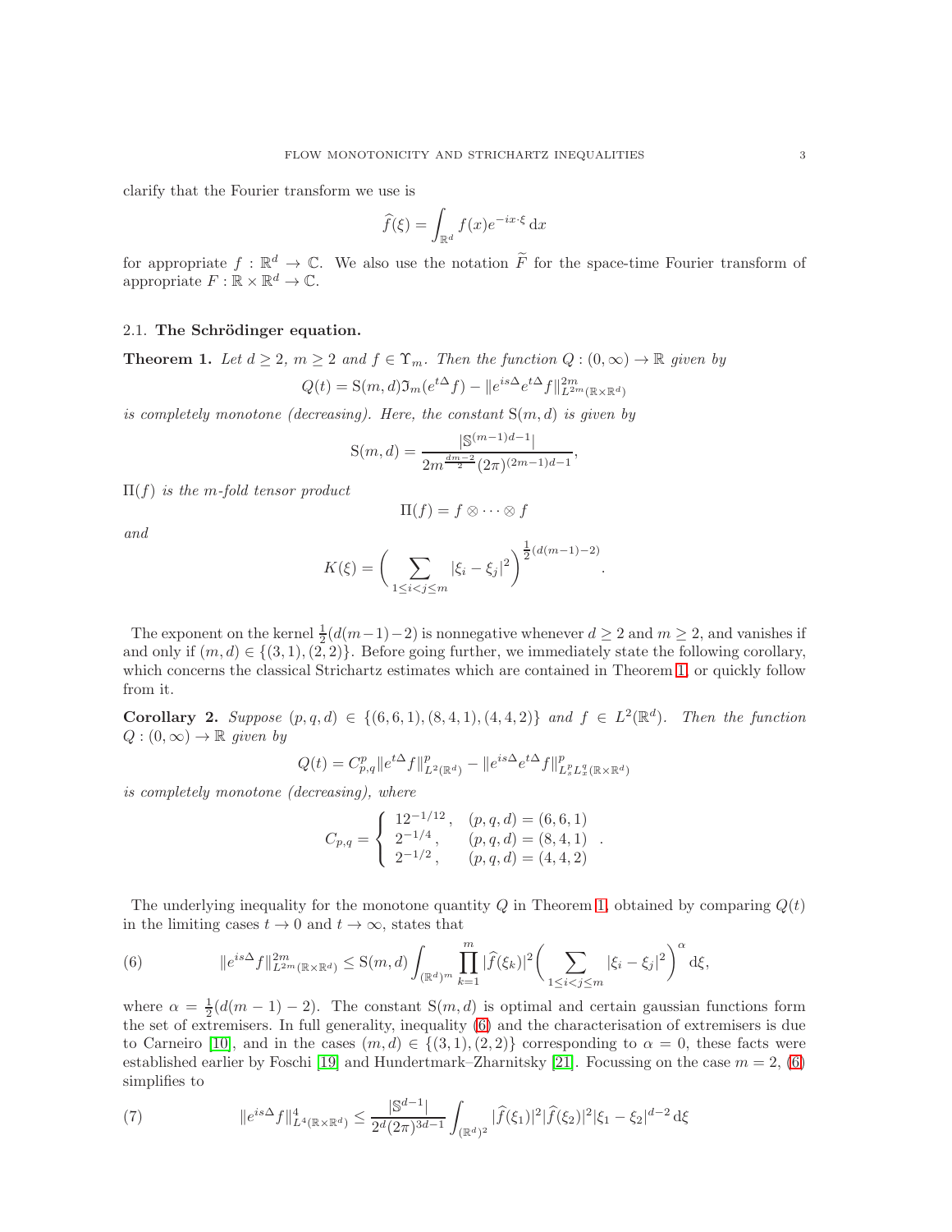clarify that the Fourier transform we use is

$$\widehat{f}(\xi) = \int_{\mathbb{R}^d} f(x) e^{-ix\cdot\xi}\,\mathrm{d}x$$

for appropriate $f : \mathbb{R}^d \to \mathbb{C}$. We also use the notation $\widetilde{F}$ for the space-time Fourier transform of appropriate $F : \mathbb{R} \times \mathbb{R}^d \to \mathbb{C}$.

### 2.1. The Schrödinger equation.

**Theorem 1.** *Let $d \geq 2$, $m \geq 2$ and $f \in \Upsilon_m$. Then the function $Q : (0,\infty) \to \mathbb{R}$ given by*

$$Q(t) = \mathrm{S}(m,d)\mathfrak{I}_m(e^{t\Delta}f) - \|e^{is\Delta}e^{t\Delta}f\|^{2m}_{L^{2m}(\mathbb{R}\times\mathbb{R}^d)}$$

*is completely monotone (decreasing). Here, the constant $\mathrm{S}(m,d)$ is given by*

$$\mathrm{S}(m,d) = \frac{|\mathbb{S}^{(m-1)d-1}|}{2m^{\frac{dm-2}{2}}(2\pi)^{(2m-1)d-1}},$$

*$\Pi(f)$ is the $m$-fold tensor product*

$$\Pi(f) = f \otimes \cdots \otimes f$$

*and*

$$K(\xi) = \bigg(\sum_{1\leq i<j\leq m} |\xi_i - \xi_j|^2\bigg)^{\frac{1}{2}(d(m-1)-2)}.$$

The exponent on the kernel $\frac{1}{2}(d(m-1)-2)$ is nonnegative whenever $d \geq 2$ and $m \geq 2$, and vanishes if and only if $(m,d) \in \{(3,1),(2,2)\}$. Before going further, we immediately state the following corollary, which concerns the classical Strichartz estimates which are contained in Theorem 1, or quickly follow from it.

**Corollary 2.** *Suppose $(p,q,d) \in \{(6,6,1),(8,4,1),(4,4,2)\}$ and $f \in L^2(\mathbb{R}^d)$. Then the function $Q : (0,\infty) \to \mathbb{R}$ given by*

$$Q(t) = C^p_{p,q}\|e^{t\Delta}f\|^p_{L^2(\mathbb{R}^d)} - \|e^{is\Delta}e^{t\Delta}f\|^p_{L^p_sL^q_x(\mathbb{R}\times\mathbb{R}^d)}$$

*is completely monotone (decreasing), where*

$$C_{p,q} = \begin{cases} 12^{-1/12}, & (p,q,d) = (6,6,1) \\ 2^{-1/4}, & (p,q,d) = (8,4,1) \\ 2^{-1/2}, & (p,q,d) = (4,4,2) \end{cases}.$$

The underlying inequality for the monotone quantity $Q$ in Theorem 1, obtained by comparing $Q(t)$ in the limiting cases $t \to 0$ and $t \to \infty$, states that

$$\|e^{is\Delta}f\|^{2m}_{L^{2m}(\mathbb{R}\times\mathbb{R}^d)} \leq \mathrm{S}(m,d)\int_{(\mathbb{R}^d)^m}\prod_{k=1}^m|\widehat{f}(\xi_k)|^2\bigg(\sum_{1\leq i<j\leq m}|\xi_i-\xi_j|^2\bigg)^\alpha\,\mathrm{d}\xi, \tag{6}$$

where $\alpha = \frac{1}{2}(d(m-1)-2)$. The constant $\mathrm{S}(m,d)$ is optimal and certain gaussian functions form the set of extremisers. In full generality, inequality (6) and the characterisation of extremisers is due to Carneiro [10], and in the cases $(m,d) \in \{(3,1),(2,2)\}$ corresponding to $\alpha = 0$, these facts were established earlier by Foschi [19] and Hundertmark–Zharnitsky [21]. Focussing on the case $m = 2$, (6) simplifies to

$$\|e^{is\Delta}f\|^4_{L^4(\mathbb{R}\times\mathbb{R}^d)} \leq \frac{|\mathbb{S}^{d-1}|}{2^d(2\pi)^{3d-1}}\int_{(\mathbb{R}^d)^2}|\widehat{f}(\xi_1)|^2|\widehat{f}(\xi_2)|^2|\xi_1-\xi_2|^{d-2}\,\mathrm{d}\xi \tag{7}$$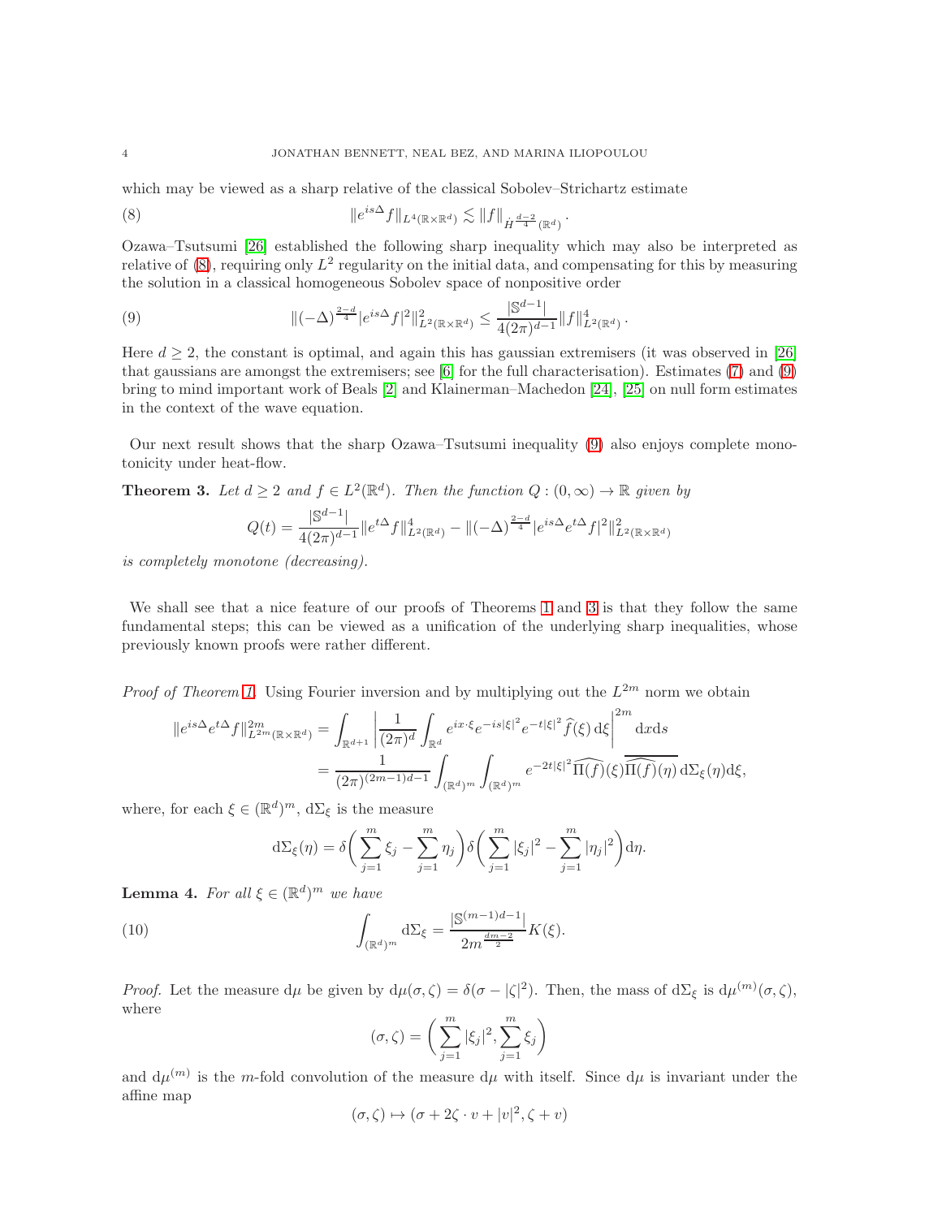which may be viewed as a sharp relative of the classical Sobolev–Strichartz estimate

$$\|e^{is\Delta}f\|_{L^4(\mathbb{R}\times\mathbb{R}^d)} \lesssim \|f\|_{\dot{H}^{\frac{d-2}{4}}(\mathbb{R}^d)}. \tag{8}$$

Ozawa–Tsutsumi [26] established the following sharp inequality which may also be interpreted as relative of (8), requiring only $L^2$ regularity on the initial data, and compensating for this by measuring the solution in a classical homogeneous Sobolev space of nonpositive order

$$\|(-\Delta)^{\frac{2-d}{4}}|e^{is\Delta}f|^2\|^2_{L^2(\mathbb{R}\times\mathbb{R}^d)} \leq \frac{|\mathbb{S}^{d-1}|}{4(2\pi)^{d-1}}\|f\|^4_{L^2(\mathbb{R}^d)}. \tag{9}$$

Here $d \geq 2$, the constant is optimal, and again this has gaussian extremisers (it was observed in [26] that gaussians are amongst the extremisers; see [6] for the full characterisation). Estimates (7) and (9) bring to mind important work of Beals [2] and Klainerman–Machedon [24], [25] on null form estimates in the context of the wave equation.

Our next result shows that the sharp Ozawa–Tsutsumi inequality (9) also enjoys complete monotonicity under heat-flow.

**Theorem 3.** *Let $d \geq 2$ and $f \in L^2(\mathbb{R}^d)$. Then the function $Q : (0,\infty) \to \mathbb{R}$ given by*

$$Q(t) = \frac{|\mathbb{S}^{d-1}|}{4(2\pi)^{d-1}}\|e^{t\Delta}f\|^4_{L^2(\mathbb{R}^d)} - \|(-\Delta)^{\frac{2-d}{4}}|e^{is\Delta}e^{t\Delta}f|^2\|^2_{L^2(\mathbb{R}\times\mathbb{R}^d)}$$

*is completely monotone (decreasing).*

We shall see that a nice feature of our proofs of Theorems 1 and 3 is that they follow the same fundamental steps; this can be viewed as a unification of the underlying sharp inequalities, whose previously known proofs were rather different.

*Proof of Theorem 1.* Using Fourier inversion and by multiplying out the $L^{2m}$ norm we obtain

$$\begin{aligned}\|e^{is\Delta}e^{t\Delta}f\|^{2m}_{L^{2m}(\mathbb{R}\times\mathbb{R}^d)} &= \int_{\mathbb{R}^{d+1}}\left|\frac{1}{(2\pi)^d}\int_{\mathbb{R}^d} e^{ix\cdot\xi}e^{-is|\xi|^2}e^{-t|\xi|^2}\widehat{f}(\xi)\,\mathrm{d}\xi\right|^{2m}\mathrm{d}x\mathrm{d}s \\ &= \frac{1}{(2\pi)^{(2m-1)d-1}}\int_{(\mathbb{R}^d)^m}\int_{(\mathbb{R}^d)^m} e^{-2t|\xi|^2}\widehat{\Pi(f)}(\xi)\overline{\widehat{\Pi(f)}(\eta)}\,\mathrm{d}\Sigma_\xi(\eta)\mathrm{d}\xi,\end{aligned}$$

where, for each $\xi \in (\mathbb{R}^d)^m$, $\mathrm{d}\Sigma_\xi$ is the measure

$$\mathrm{d}\Sigma_\xi(\eta) = \delta\bigg(\sum_{j=1}^m \xi_j - \sum_{j=1}^m \eta_j\bigg)\delta\bigg(\sum_{j=1}^m |\xi_j|^2 - \sum_{j=1}^m |\eta_j|^2\bigg)\mathrm{d}\eta.$$

**Lemma 4.** *For all $\xi \in (\mathbb{R}^d)^m$ we have*

$$\int_{(\mathbb{R}^d)^m}\mathrm{d}\Sigma_\xi = \frac{|\mathbb{S}^{(m-1)d-1}|}{2m^{\frac{dm-2}{2}}}K(\xi). \tag{10}$$

*Proof.* Let the measure $\mathrm{d}\mu$ be given by $\mathrm{d}\mu(\sigma,\zeta) = \delta(\sigma - |\zeta|^2)$. Then, the mass of $\mathrm{d}\Sigma_\xi$ is $\mathrm{d}\mu^{(m)}(\sigma,\zeta)$, where

$$(\sigma,\zeta) = \bigg(\sum_{j=1}^m |\xi_j|^2, \sum_{j=1}^m \xi_j\bigg)$$

and $\mathrm{d}\mu^{(m)}$ is the $m$-fold convolution of the measure $\mathrm{d}\mu$ with itself. Since $\mathrm{d}\mu$ is invariant under the affine map

$$(\sigma,\zeta) \mapsto (\sigma + 2\zeta\cdot v + |v|^2, \zeta + v)$$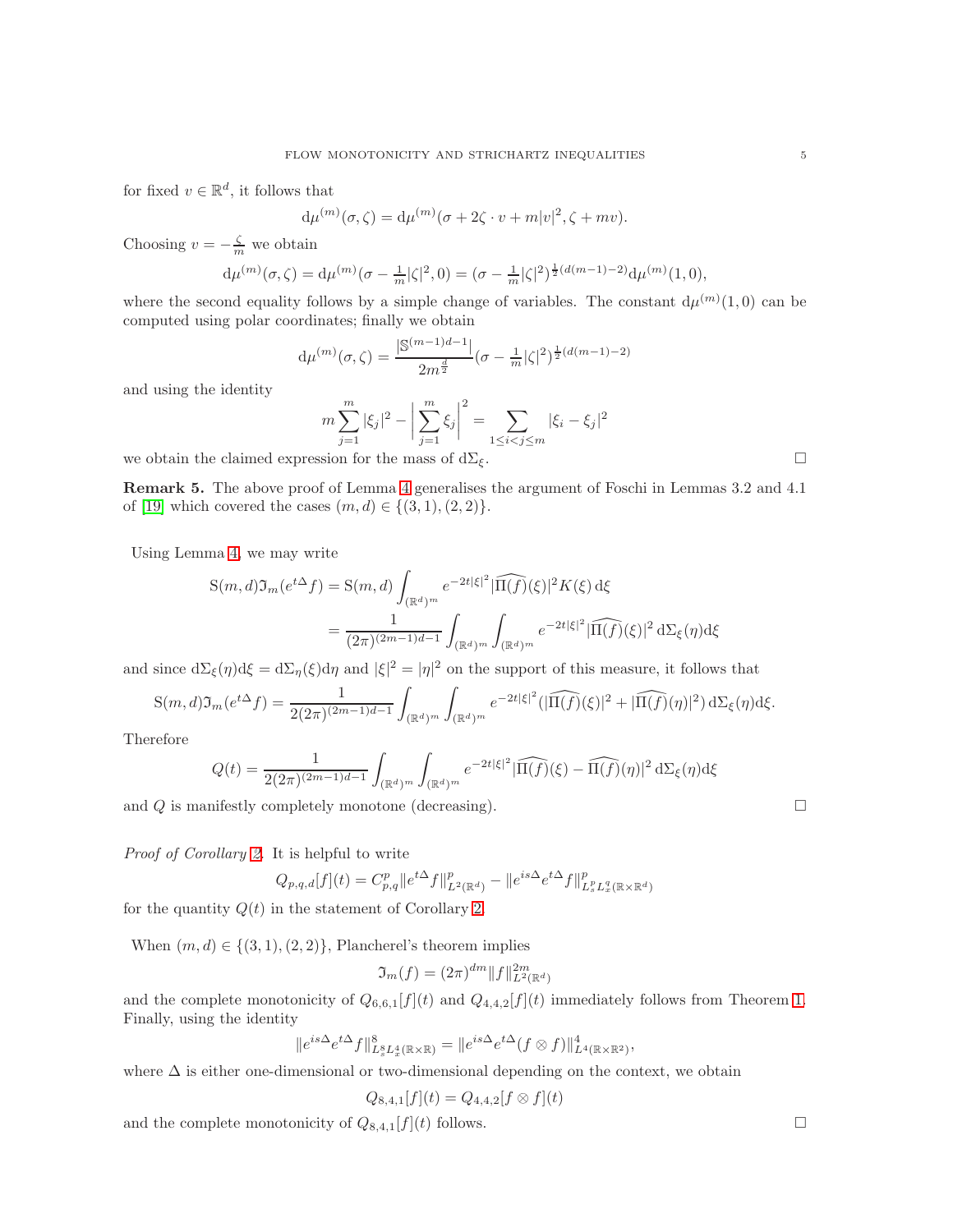for fixed $v \in \mathbb{R}^d$, it follows that

$$\mathrm{d}\mu^{(m)}(\sigma, \zeta) = \mathrm{d}\mu^{(m)}(\sigma + 2\zeta \cdot v + m|v|^2, \zeta + mv).$$

Choosing $v = -\frac{\zeta}{m}$ we obtain

$$\mathrm{d}\mu^{(m)}(\sigma, \zeta) = \mathrm{d}\mu^{(m)}(\sigma - \tfrac{1}{m}|\zeta|^2, 0) = (\sigma - \tfrac{1}{m}|\zeta|^2)^{\frac{1}{2}(d(m-1)-2)}\mathrm{d}\mu^{(m)}(1, 0),$$

where the second equality follows by a simple change of variables. The constant $\mathrm{d}\mu^{(m)}(1,0)$ can be computed using polar coordinates; finally we obtain

$$\mathrm{d}\mu^{(m)}(\sigma, \zeta) = \frac{|\mathbb{S}^{(m-1)d-1}|}{2m^{\frac{d}{2}}}(\sigma - \tfrac{1}{m}|\zeta|^2)^{\frac{1}{2}(d(m-1)-2)}$$

and using the identity

$$m\sum_{j=1}^{m}|\xi_j|^2 - \left|\sum_{j=1}^{m}\xi_j\right|^2 = \sum_{1 \leq i < j \leq m}|\xi_i - \xi_j|^2$$

we obtain the claimed expression for the mass of $\mathrm{d}\Sigma_\xi$. □

**Remark 5.** The above proof of Lemma 4 generalises the argument of Foschi in Lemmas 3.2 and 4.1 of [19] which covered the cases $(m, d) \in \{(3,1), (2,2)\}$.

Using Lemma 4, we may write

$$\begin{aligned}
\mathrm{S}(m,d)\mathfrak{I}_m(e^{t\Delta}f) &= \mathrm{S}(m,d)\int_{(\mathbb{R}^d)^m} e^{-2t|\xi|^2}|\widehat{\Pi(f)}(\xi)|^2 K(\xi)\,\mathrm{d}\xi \\
&= \frac{1}{(2\pi)^{(2m-1)d-1}}\int_{(\mathbb{R}^d)^m}\int_{(\mathbb{R}^d)^m} e^{-2t|\xi|^2}|\widehat{\Pi(f)}(\xi)|^2\,\mathrm{d}\Sigma_\xi(\eta)\mathrm{d}\xi
\end{aligned}$$

and since $\mathrm{d}\Sigma_\xi(\eta)\mathrm{d}\xi = \mathrm{d}\Sigma_\eta(\xi)\mathrm{d}\eta$ and $|\xi|^2 = |\eta|^2$ on the support of this measure, it follows that

$$\mathrm{S}(m,d)\mathfrak{I}_m(e^{t\Delta}f) = \frac{1}{2(2\pi)^{(2m-1)d-1}}\int_{(\mathbb{R}^d)^m}\int_{(\mathbb{R}^d)^m} e^{-2t|\xi|^2}(|\widehat{\Pi(f)}(\xi)|^2 + |\widehat{\Pi(f)}(\eta)|^2)\,\mathrm{d}\Sigma_\xi(\eta)\mathrm{d}\xi.$$

Therefore

$$Q(t) = \frac{1}{2(2\pi)^{(2m-1)d-1}}\int_{(\mathbb{R}^d)^m}\int_{(\mathbb{R}^d)^m} e^{-2t|\xi|^2}|\widehat{\Pi(f)}(\xi) - \widehat{\Pi(f)}(\eta)|^2\,\mathrm{d}\Sigma_\xi(\eta)\mathrm{d}\xi$$

and $Q$ is manifestly completely monotone (decreasing). □

*Proof of Corollary 2.* It is helpful to write

$$Q_{p,q,d}[f](t) = C_{p,q}^p\|e^{t\Delta}f\|_{L^2(\mathbb{R}^d)}^p - \|e^{is\Delta}e^{t\Delta}f\|_{L_s^pL_x^q(\mathbb{R}\times\mathbb{R}^d)}^p$$

for the quantity $Q(t)$ in the statement of Corollary 2.

When $(m,d) \in \{(3,1),(2,2)\}$, Plancherel's theorem implies

$$\mathfrak{I}_m(f) = (2\pi)^{dm}\|f\|_{L^2(\mathbb{R}^d)}^{2m}$$

and the complete monotonicity of $Q_{6,6,1}[f](t)$ and $Q_{4,4,2}[f](t)$ immediately follows from Theorem 1. Finally, using the identity

$$\|e^{is\Delta}e^{t\Delta}f\|_{L_s^8L_x^4(\mathbb{R}\times\mathbb{R})}^8 = \|e^{is\Delta}e^{t\Delta}(f\otimes f)\|_{L^4(\mathbb{R}\times\mathbb{R}^2)}^4,$$

where $\Delta$ is either one-dimensional or two-dimensional depending on the context, we obtain

$$Q_{8,4,1}[f](t) = Q_{4,4,2}[f\otimes f](t)$$

and the complete monotonicity of $Q_{8,4,1}[f](t)$ follows. □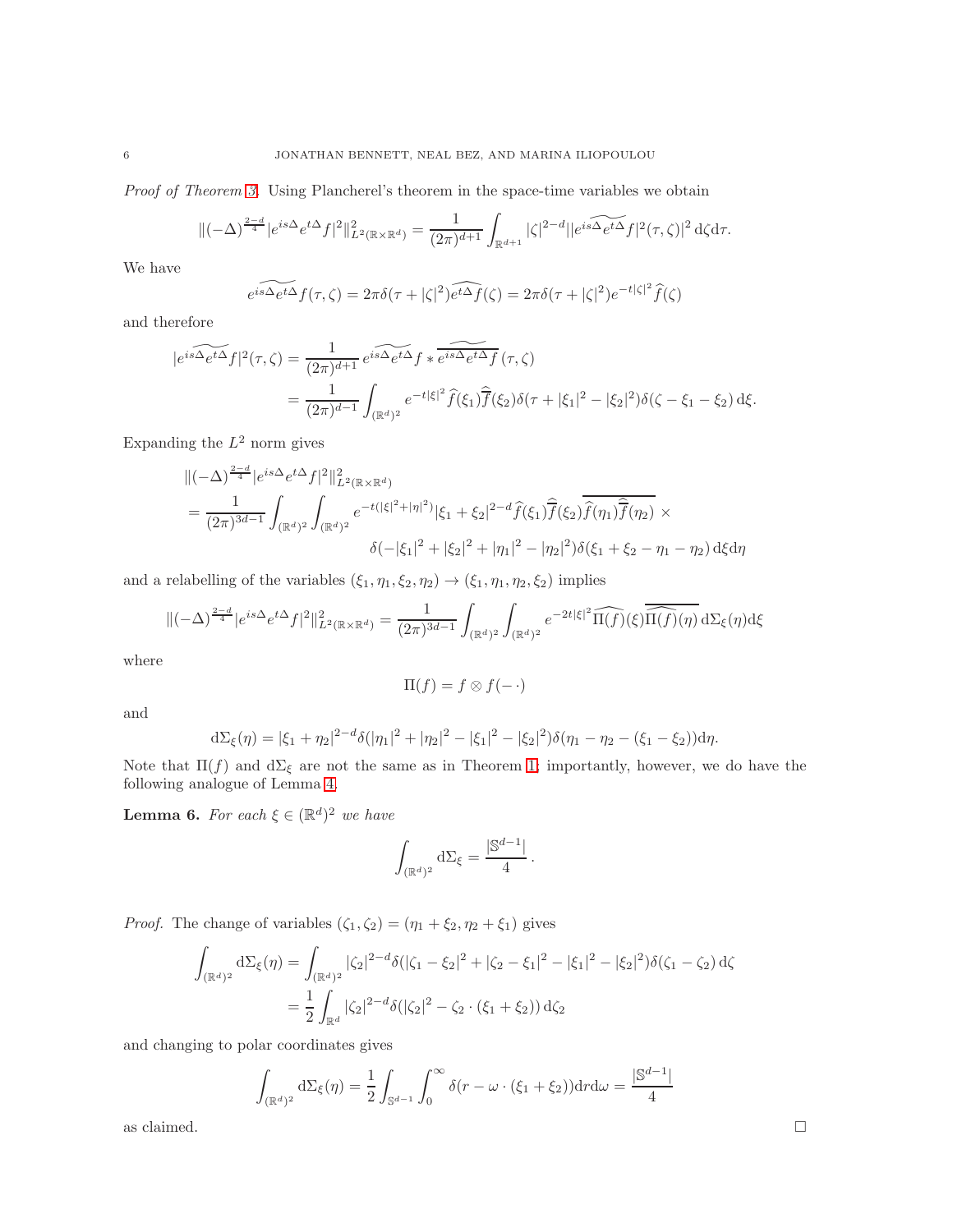*Proof of Theorem 3.* Using Plancherel's theorem in the space-time variables we obtain

$$\|(-\Delta)^{\frac{2-d}{4}}|e^{is\Delta}e^{t\Delta}f|^2\|_{L^2(\mathbb{R}\times\mathbb{R}^d)}^2 = \frac{1}{(2\pi)^{d+1}}\int_{\mathbb{R}^{d+1}}|\zeta|^{2-d}|\widetilde{|e^{is\Delta}e^{t\Delta}f|^2}(\tau,\zeta)|^2\,\mathrm{d}\zeta\mathrm{d}\tau.$$

We have

$$\widetilde{e^{is\Delta}e^{t\Delta}f}(\tau,\zeta) = 2\pi\delta(\tau+|\zeta|^2)\widehat{e^{t\Delta}f}(\zeta) = 2\pi\delta(\tau+|\zeta|^2)e^{-t|\zeta|^2}\widehat{f}(\zeta)$$

and therefore

$$\begin{aligned}
\widetilde{|e^{is\Delta}e^{t\Delta}f|^2}(\tau,\zeta) &= \frac{1}{(2\pi)^{d+1}}\,\widetilde{e^{is\Delta}e^{t\Delta}f} * \widetilde{\overline{e^{is\Delta}e^{t\Delta}f}}\,(\tau,\zeta)\\
&= \frac{1}{(2\pi)^{d-1}}\int_{(\mathbb{R}^d)^2} e^{-t|\xi|^2}\widehat{f}(\xi_1)\widehat{\overline{f}}(\xi_2)\delta(\tau+|\xi_1|^2-|\xi_2|^2)\delta(\zeta-\xi_1-\xi_2)\,\mathrm{d}\xi.
\end{aligned}$$

Expanding the $L^2$ norm gives

$$\begin{aligned}
&\|(-\Delta)^{\frac{2-d}{4}}|e^{is\Delta}e^{t\Delta}f|^2\|_{L^2(\mathbb{R}\times\mathbb{R}^d)}^2\\
&= \frac{1}{(2\pi)^{3d-1}}\int_{(\mathbb{R}^d)^2}\int_{(\mathbb{R}^d)^2} e^{-t(|\xi|^2+|\eta|^2)}|\xi_1+\xi_2|^{2-d}\widehat{f}(\xi_1)\widehat{\overline{f}}(\xi_2)\overline{\widehat{f}(\eta_1)\widehat{\overline{f}}(\eta_2)}\,\times\\
&\qquad\qquad\delta(-|\xi_1|^2+|\xi_2|^2+|\eta_1|^2-|\eta_2|^2)\delta(\xi_1+\xi_2-\eta_1-\eta_2)\,\mathrm{d}\xi\mathrm{d}\eta
\end{aligned}$$

and a relabelling of the variables $(\xi_1,\eta_1,\xi_2,\eta_2)\to(\xi_1,\eta_1,\eta_2,\xi_2)$ implies

$$\|(-\Delta)^{\frac{2-d}{4}}|e^{is\Delta}e^{t\Delta}f|^2\|_{L^2(\mathbb{R}\times\mathbb{R}^d)}^2 = \frac{1}{(2\pi)^{3d-1}}\int_{(\mathbb{R}^d)^2}\int_{(\mathbb{R}^d)^2} e^{-2t|\xi|^2}\widehat{\Pi(f)}(\xi)\overline{\widehat{\Pi(f)}(\eta)}\,\mathrm{d}\Sigma_\xi(\eta)\mathrm{d}\xi$$

where

$$\Pi(f) = f\otimes f(-\,\cdot)$$

and

$$\mathrm{d}\Sigma_\xi(\eta) = |\xi_1+\eta_2|^{2-d}\delta(|\eta_1|^2+|\eta_2|^2-|\xi_1|^2-|\xi_2|^2)\delta(\eta_1-\eta_2-(\xi_1-\xi_2))\mathrm{d}\eta.$$

Note that $\Pi(f)$ and $\mathrm{d}\Sigma_\xi$ are not the same as in Theorem 1; importantly, however, we do have the following analogue of Lemma 4.

**Lemma 6.** *For each $\xi\in(\mathbb{R}^d)^2$ we have*

$$\int_{(\mathbb{R}^d)^2}\mathrm{d}\Sigma_\xi = \frac{|\mathbb{S}^{d-1}|}{4}.$$

*Proof.* The change of variables $(\zeta_1,\zeta_2)=(\eta_1+\xi_2,\eta_2+\xi_1)$ gives

$$\begin{aligned}
\int_{(\mathbb{R}^d)^2}\mathrm{d}\Sigma_\xi(\eta) &= \int_{(\mathbb{R}^d)^2}|\zeta_2|^{2-d}\delta(|\zeta_1-\xi_2|^2+|\zeta_2-\xi_1|^2-|\xi_1|^2-|\xi_2|^2)\delta(\zeta_1-\zeta_2)\,\mathrm{d}\zeta\\
&= \frac{1}{2}\int_{\mathbb{R}^d}|\zeta_2|^{2-d}\delta(|\zeta_2|^2-\zeta_2\cdot(\xi_1+\xi_2))\,\mathrm{d}\zeta_2
\end{aligned}$$

and changing to polar coordinates gives

$$\int_{(\mathbb{R}^d)^2}\mathrm{d}\Sigma_\xi(\eta) = \frac{1}{2}\int_{\mathbb{S}^{d-1}}\int_0^\infty\delta(r-\omega\cdot(\xi_1+\xi_2))\mathrm{d}r\mathrm{d}\omega = \frac{|\mathbb{S}^{d-1}|}{4}$$

as claimed. □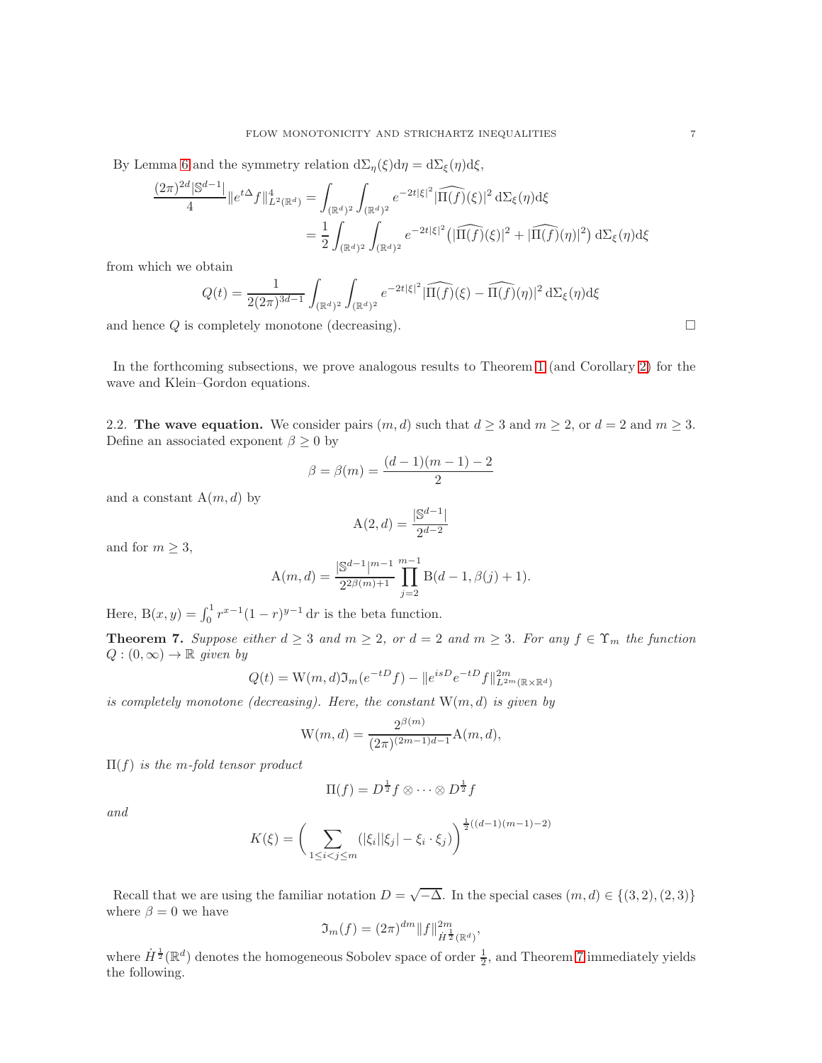By Lemma 6 and the symmetry relation $\mathrm{d}\Sigma_\eta(\xi)\mathrm{d}\eta = \mathrm{d}\Sigma_\xi(\eta)\mathrm{d}\xi$,

$$\begin{aligned}\frac{(2\pi)^{2d}|\mathbb{S}^{d-1}|}{4}\|e^{t\Delta}f\|^4_{L^2(\mathbb{R}^d)} &= \int_{(\mathbb{R}^d)^2}\int_{(\mathbb{R}^d)^2} e^{-2t|\xi|^2}|\widehat{\Pi(f)}(\xi)|^2 \,\mathrm{d}\Sigma_\xi(\eta)\mathrm{d}\xi \\ &= \frac{1}{2}\int_{(\mathbb{R}^d)^2}\int_{(\mathbb{R}^d)^2} e^{-2t|\xi|^2}\big(|\widehat{\Pi(f)}(\xi)|^2 + |\widehat{\Pi(f)}(\eta)|^2\big)\,\mathrm{d}\Sigma_\xi(\eta)\mathrm{d}\xi\end{aligned}$$

from which we obtain

$$Q(t) = \frac{1}{2(2\pi)^{3d-1}}\int_{(\mathbb{R}^d)^2}\int_{(\mathbb{R}^d)^2} e^{-2t|\xi|^2}|\widehat{\Pi(f)}(\xi) - \widehat{\Pi(f)}(\eta)|^2 \,\mathrm{d}\Sigma_\xi(\eta)\mathrm{d}\xi$$

and hence $Q$ is completely monotone (decreasing). $\square$

In the forthcoming subsections, we prove analogous results to Theorem 1 (and Corollary 2) for the wave and Klein–Gordon equations.

### 2.2. The wave equation.

We consider pairs $(m,d)$ such that $d \geq 3$ and $m \geq 2$, or $d = 2$ and $m \geq 3$. Define an associated exponent $\beta \geq 0$ by

$$\beta = \beta(m) = \frac{(d-1)(m-1)-2}{2}$$

and a constant $\mathrm{A}(m,d)$ by

$$\mathrm{A}(2,d) = \frac{|\mathbb{S}^{d-1}|}{2^{d-2}}$$

and for $m \geq 3$,

$$\mathrm{A}(m,d) = \frac{|\mathbb{S}^{d-1}|^{m-1}}{2^{2\beta(m)+1}}\prod_{j=2}^{m-1}\mathrm{B}(d-1,\beta(j)+1).$$

Here, $\mathrm{B}(x,y) = \int_0^1 r^{x-1}(1-r)^{y-1}\,\mathrm{d}r$ is the beta function.

**Theorem 7.** *Suppose either $d \geq 3$ and $m \geq 2$, or $d = 2$ and $m \geq 3$. For any $f \in \Upsilon_m$ the function $Q : (0,\infty) \to \mathbb{R}$ given by*

$$Q(t) = \mathrm{W}(m,d)\mathfrak{I}_m(e^{-tD}f) - \|e^{isD}e^{-tD}f\|^{2m}_{L^{2m}(\mathbb{R}\times\mathbb{R}^d)}$$

*is completely monotone (decreasing). Here, the constant $\mathrm{W}(m,d)$ is given by*

$$\mathrm{W}(m,d) = \frac{2^{\beta(m)}}{(2\pi)^{(2m-1)d-1}}\mathrm{A}(m,d),$$

*$\Pi(f)$ is the $m$-fold tensor product*

$$\Pi(f) = D^{\frac{1}{2}}f \otimes \cdots \otimes D^{\frac{1}{2}}f$$

*and*

$$K(\xi) = \bigg(\sum_{1\leq i<j\leq m}(|\xi_i||\xi_j| - \xi_i\cdot\xi_j)\bigg)^{\frac{1}{2}((d-1)(m-1)-2)}$$

Recall that we are using the familiar notation $D = \sqrt{-\Delta}$. In the special cases $(m,d) \in \{(3,2),(2,3)\}$ where $\beta = 0$ we have

$$\mathfrak{I}_m(f) = (2\pi)^{dm}\|f\|^{2m}_{\dot{H}^{\frac{1}{2}}(\mathbb{R}^d)},$$

where $\dot{H}^{\frac{1}{2}}(\mathbb{R}^d)$ denotes the homogeneous Sobolev space of order $\frac{1}{2}$, and Theorem 7 immediately yields the following.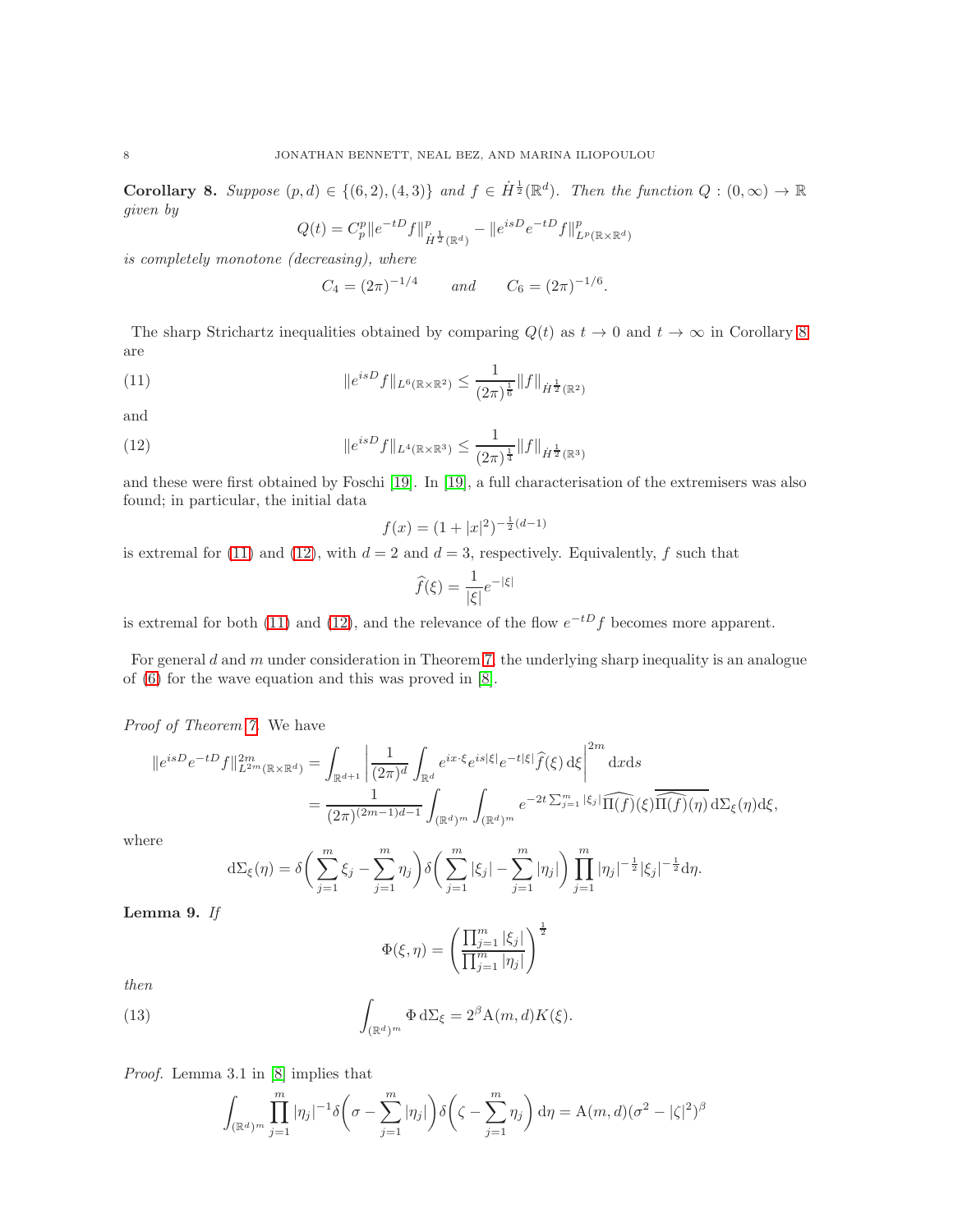**Corollary 8.** *Suppose* $(p,d) \in \{(6,2),(4,3)\}$ *and* $f \in \dot{H}^{\frac{1}{2}}(\mathbb{R}^d)$. *Then the function* $Q : (0,\infty) \to \mathbb{R}$ *given by*

$$Q(t) = C_p^p \|e^{-tD} f\|^p_{\dot{H}^{\frac{1}{2}}(\mathbb{R}^d)} - \|e^{isD} e^{-tD} f\|^p_{L^p(\mathbb{R}\times\mathbb{R}^d)}$$

*is completely monotone (decreasing), where*

$$C_4 = (2\pi)^{-1/4} \qquad \text{and} \qquad C_6 = (2\pi)^{-1/6}.$$

The sharp Strichartz inequalities obtained by comparing $Q(t)$ as $t \to 0$ and $t \to \infty$ in Corollary 8 are

$$\|e^{isD} f\|_{L^6(\mathbb{R}\times\mathbb{R}^2)} \leq \frac{1}{(2\pi)^{\frac{1}{6}}} \|f\|_{\dot{H}^{\frac{1}{2}}(\mathbb{R}^2)} \tag{11}$$

and

$$\|e^{isD} f\|_{L^4(\mathbb{R}\times\mathbb{R}^3)} \leq \frac{1}{(2\pi)^{\frac{1}{4}}} \|f\|_{\dot{H}^{\frac{1}{2}}(\mathbb{R}^3)} \tag{12}$$

and these were first obtained by Foschi [19]. In [19], a full characterisation of the extremisers was also found; in particular, the initial data

$$f(x) = (1+|x|^2)^{-\frac{1}{2}(d-1)}$$

is extremal for (11) and (12), with $d=2$ and $d=3$, respectively. Equivalently, $f$ such that

$$\widehat{f}(\xi) = \frac{1}{|\xi|} e^{-|\xi|}$$

is extremal for both (11) and (12), and the relevance of the flow $e^{-tD} f$ becomes more apparent.

For general $d$ and $m$ under consideration in Theorem 7, the underlying sharp inequality is an analogue of (6) for the wave equation and this was proved in [8].

*Proof of Theorem 7.* We have

$$\begin{aligned}
\|e^{isD} e^{-tD} f\|^{2m}_{L^{2m}(\mathbb{R}\times\mathbb{R}^d)} &= \int_{\mathbb{R}^{d+1}} \left| \frac{1}{(2\pi)^d} \int_{\mathbb{R}^d} e^{ix\cdot\xi} e^{is|\xi|} e^{-t|\xi|} \widehat{f}(\xi)\, \mathrm{d}\xi \right|^{2m} \mathrm{d}x \mathrm{d}s \\
&= \frac{1}{(2\pi)^{(2m-1)d-1}} \int_{(\mathbb{R}^d)^m} \int_{(\mathbb{R}^d)^m} e^{-2t\sum_{j=1}^m |\xi_j|} \widehat{\Pi(f)}(\xi) \overline{\widehat{\Pi(f)}(\eta)}\, \mathrm{d}\Sigma_\xi(\eta) \mathrm{d}\xi,
\end{aligned}$$

where

$$\mathrm{d}\Sigma_\xi(\eta) = \delta\Big(\sum_{j=1}^m \xi_j - \sum_{j=1}^m \eta_j\Big) \delta\Big(\sum_{j=1}^m |\xi_j| - \sum_{j=1}^m |\eta_j|\Big) \prod_{j=1}^m |\eta_j|^{-\frac{1}{2}} |\xi_j|^{-\frac{1}{2}} \mathrm{d}\eta.$$

**Lemma 9.** *If*

$$\Phi(\xi,\eta) = \left( \frac{\prod_{j=1}^m |\xi_j|}{\prod_{j=1}^m |\eta_j|} \right)^{\frac{1}{2}}$$

*then*

$$\int_{(\mathbb{R}^d)^m} \Phi \, \mathrm{d}\Sigma_\xi = 2^\beta \mathrm{A}(m,d) K(\xi). \tag{13}$$

*Proof.* Lemma 3.1 in [8] implies that

$$\int_{(\mathbb{R}^d)^m} \prod_{j=1}^m |\eta_j|^{-1} \delta\Big(\sigma - \sum_{j=1}^m |\eta_j|\Big) \delta\Big(\zeta - \sum_{j=1}^m \eta_j\Big)\, \mathrm{d}\eta = \mathrm{A}(m,d)(\sigma^2 - |\zeta|^2)^\beta$$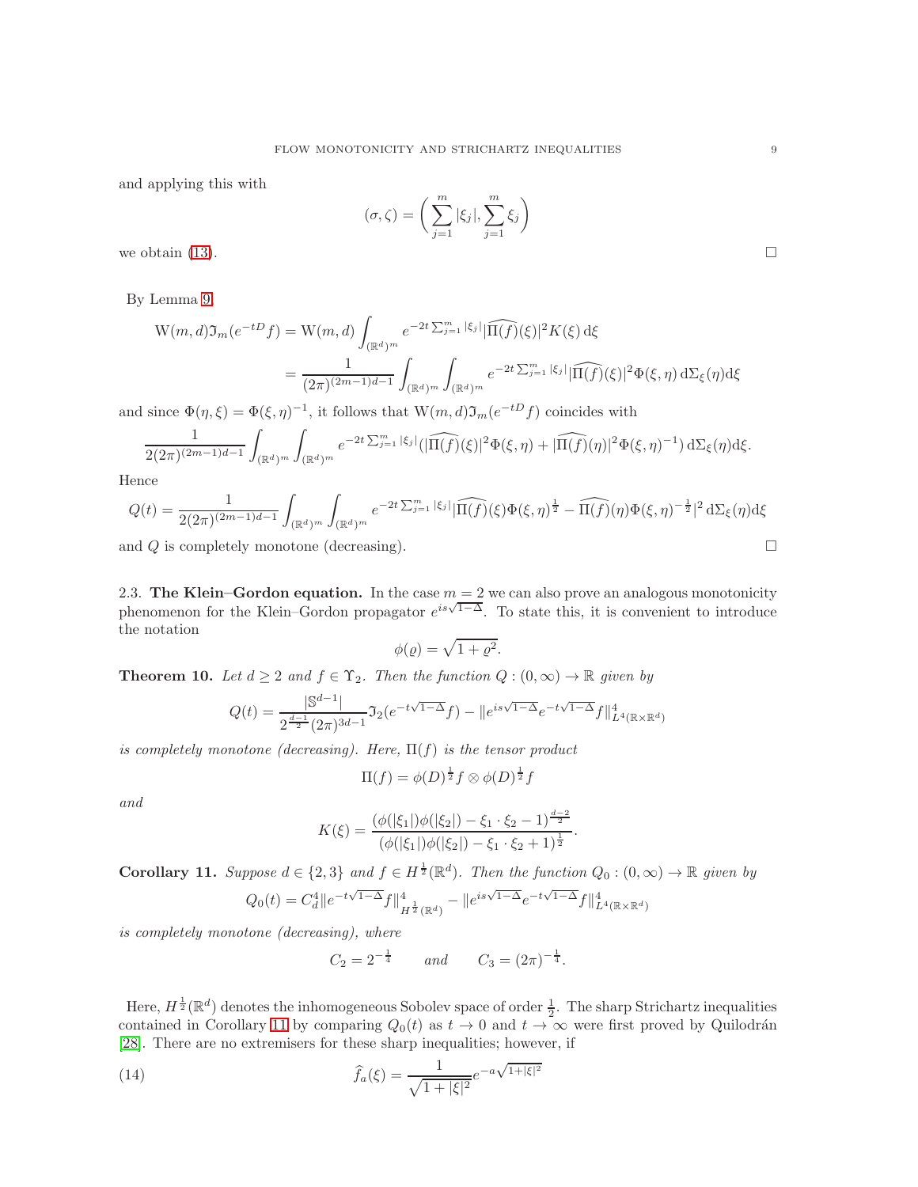and applying this with

$$(\sigma, \zeta) = \left( \sum_{j=1}^m |\xi_j|, \sum_{j=1}^m \xi_j \right)$$

we obtain (13). □

By Lemma 9,

$$\begin{aligned}
\mathrm{W}(m,d)\mathfrak{I}_m(e^{-tD}f) &= \mathrm{W}(m,d) \int_{(\mathbb{R}^d)^m} e^{-2t\sum_{j=1}^m |\xi_j|} |\widehat{\Pi(f)}(\xi)|^2 K(\xi)\,\mathrm{d}\xi \\
&= \frac{1}{(2\pi)^{(2m-1)d-1}} \int_{(\mathbb{R}^d)^m} \int_{(\mathbb{R}^d)^m} e^{-2t\sum_{j=1}^m |\xi_j|} |\widehat{\Pi(f)}(\xi)|^2 \Phi(\xi,\eta)\,\mathrm{d}\Sigma_\xi(\eta)\mathrm{d}\xi
\end{aligned}$$

and since $\Phi(\eta,\xi) = \Phi(\xi,\eta)^{-1}$, it follows that $\mathrm{W}(m,d)\mathfrak{I}_m(e^{-tD}f)$ coincides with

$$\frac{1}{2(2\pi)^{(2m-1)d-1}} \int_{(\mathbb{R}^d)^m} \int_{(\mathbb{R}^d)^m} e^{-2t\sum_{j=1}^m |\xi_j|} (|\widehat{\Pi(f)}(\xi)|^2 \Phi(\xi,\eta) + |\widehat{\Pi(f)}(\eta)|^2 \Phi(\xi,\eta)^{-1})\,\mathrm{d}\Sigma_\xi(\eta)\mathrm{d}\xi.$$

Hence

$$Q(t) = \frac{1}{2(2\pi)^{(2m-1)d-1}} \int_{(\mathbb{R}^d)^m} \int_{(\mathbb{R}^d)^m} e^{-2t\sum_{j=1}^m |\xi_j|} |\widehat{\Pi(f)}(\xi)\Phi(\xi,\eta)^{\frac{1}{2}} - \widehat{\Pi(f)}(\eta)\Phi(\xi,\eta)^{-\frac{1}{2}}|^2\,\mathrm{d}\Sigma_\xi(\eta)\mathrm{d}\xi$$

and $Q$ is completely monotone (decreasing). □

### 2.3. The Klein–Gordon equation.

In the case $m = 2$ we can also prove an analogous monotonicity phenomenon for the Klein–Gordon propagator $e^{is\sqrt{1-\Delta}}$. To state this, it is convenient to introduce the notation

$$\phi(\varrho) = \sqrt{1+\varrho^2}.$$

**Theorem 10.** *Let $d \geq 2$ and $f \in \Upsilon_2$. Then the function $Q : (0,\infty) \to \mathbb{R}$ given by*

$$Q(t) = \frac{|\mathbb{S}^{d-1}|}{2^{\frac{d-1}{2}}(2\pi)^{3d-1}} \mathfrak{I}_2(e^{-t\sqrt{1-\Delta}}f) - \|e^{is\sqrt{1-\Delta}}e^{-t\sqrt{1-\Delta}}f\|_{L^4(\mathbb{R}\times\mathbb{R}^d)}^4$$

*is completely monotone (decreasing). Here, $\Pi(f)$ is the tensor product*

$$\Pi(f) = \phi(D)^{\frac{1}{2}}f \otimes \phi(D)^{\frac{1}{2}}f$$

*and*

$$K(\xi) = \frac{(\phi(|\xi_1|)\phi(|\xi_2|) - \xi_1\cdot\xi_2 - 1)^{\frac{d-2}{2}}}{(\phi(|\xi_1|)\phi(|\xi_2|) - \xi_1\cdot\xi_2 + 1)^{\frac{1}{2}}}.$$

**Corollary 11.** *Suppose $d \in \{2,3\}$ and $f \in H^{\frac{1}{2}}(\mathbb{R}^d)$. Then the function $Q_0 : (0,\infty) \to \mathbb{R}$ given by*

$$Q_0(t) = C_d^4 \|e^{-t\sqrt{1-\Delta}}f\|_{H^{\frac{1}{2}}(\mathbb{R}^d)}^4 - \|e^{is\sqrt{1-\Delta}}e^{-t\sqrt{1-\Delta}}f\|_{L^4(\mathbb{R}\times\mathbb{R}^d)}^4$$

*is completely monotone (decreasing), where*

$$C_2 = 2^{-\frac{1}{4}} \qquad \text{and} \qquad C_3 = (2\pi)^{-\frac{1}{4}}.$$

Here, $H^{\frac{1}{2}}(\mathbb{R}^d)$ denotes the inhomogeneous Sobolev space of order $\frac{1}{2}$. The sharp Strichartz inequalities contained in Corollary 11 by comparing $Q_0(t)$ as $t \to 0$ and $t \to \infty$ were first proved by Quilodrán [28]. There are no extremisers for these sharp inequalities; however, if

$$\widehat{f}_a(\xi) = \frac{1}{\sqrt{1+|\xi|^2}} e^{-a\sqrt{1+|\xi|^2}} \tag{14}$$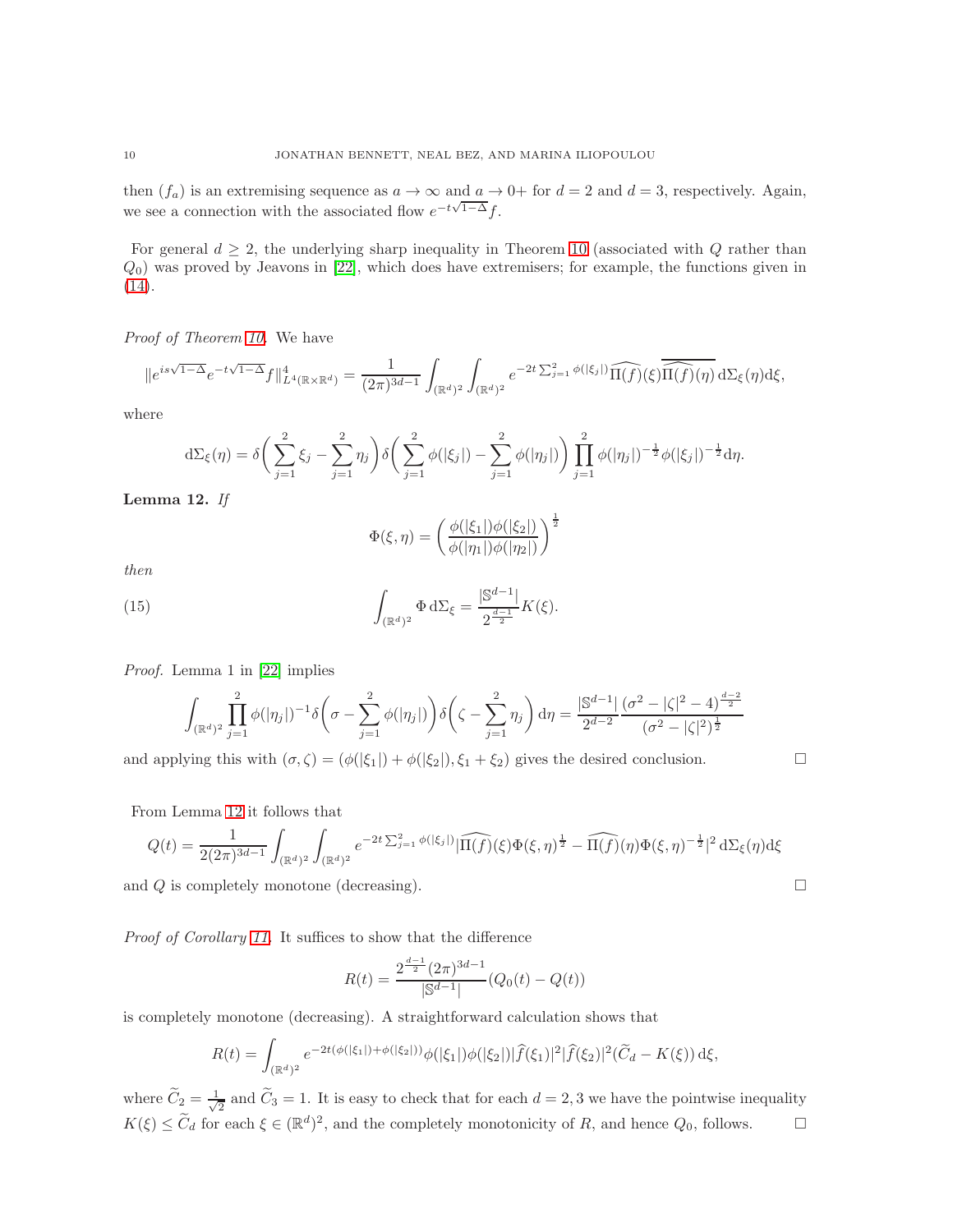then $(f_a)$ is an extremising sequence as $a \to \infty$ and $a \to 0+$ for $d = 2$ and $d = 3$, respectively. Again, we see a connection with the associated flow $e^{-t\sqrt{1-\Delta}}f$.

For general $d \geq 2$, the underlying sharp inequality in Theorem 10 (associated with $Q$ rather than $Q_0$) was proved by Jeavons in [22], which does have extremisers; for example, the functions given in (14).

*Proof of Theorem 10.* We have

$$\|e^{is\sqrt{1-\Delta}}e^{-t\sqrt{1-\Delta}}f\|_{L^4(\mathbb{R}\times\mathbb{R}^d)}^4 = \frac{1}{(2\pi)^{3d-1}}\int_{(\mathbb{R}^d)^2}\int_{(\mathbb{R}^d)^2} e^{-2t\sum_{j=1}^2 \phi(|\xi_j|)}\widehat{\Pi(f)}(\xi)\overline{\widehat{\Pi(f)}(\eta)}\,\mathrm{d}\Sigma_\xi(\eta)\mathrm{d}\xi,$$

where

$$\mathrm{d}\Sigma_\xi(\eta) = \delta\bigg(\sum_{j=1}^2 \xi_j - \sum_{j=1}^2 \eta_j\bigg)\delta\bigg(\sum_{j=1}^2 \phi(|\xi_j|) - \sum_{j=1}^2 \phi(|\eta_j|)\bigg)\prod_{j=1}^2 \phi(|\eta_j|)^{-\frac{1}{2}}\phi(|\xi_j|)^{-\frac{1}{2}}\mathrm{d}\eta.$$

**Lemma 12.** *If*

$$\Phi(\xi,\eta) = \bigg(\frac{\phi(|\xi_1|)\phi(|\xi_2|)}{\phi(|\eta_1|)\phi(|\eta_2|)}\bigg)^{\frac{1}{2}}$$

*then*

$$\int_{(\mathbb{R}^d)^2} \Phi\,\mathrm{d}\Sigma_\xi = \frac{|\mathbb{S}^{d-1}|}{2^{\frac{d-1}{2}}}K(\xi). \tag{15}$$

*Proof.* Lemma 1 in [22] implies

$$\int_{(\mathbb{R}^d)^2}\prod_{j=1}^2 \phi(|\eta_j|)^{-1}\delta\bigg(\sigma - \sum_{j=1}^2 \phi(|\eta_j|)\bigg)\delta\bigg(\zeta - \sum_{j=1}^2 \eta_j\bigg)\,\mathrm{d}\eta = \frac{|\mathbb{S}^{d-1}|}{2^{d-2}}\frac{(\sigma^2 - |\zeta|^2 - 4)^{\frac{d-2}{2}}}{(\sigma^2 - |\zeta|^2)^{\frac{1}{2}}}$$

and applying this with $(\sigma,\zeta) = (\phi(|\xi_1|) + \phi(|\xi_2|), \xi_1 + \xi_2)$ gives the desired conclusion. $\square$

From Lemma 12 it follows that

$$Q(t) = \frac{1}{2(2\pi)^{3d-1}}\int_{(\mathbb{R}^d)^2}\int_{(\mathbb{R}^d)^2} e^{-2t\sum_{j=1}^2 \phi(|\xi_j|)}|\widehat{\Pi(f)}(\xi)\Phi(\xi,\eta)^{\frac{1}{2}} - \widehat{\Pi(f)}(\eta)\Phi(\xi,\eta)^{-\frac{1}{2}}|^2\,\mathrm{d}\Sigma_\xi(\eta)\mathrm{d}\xi$$

and $Q$ is completely monotone (decreasing). $\square$

*Proof of Corollary 11.* It suffices to show that the difference

$$R(t) = \frac{2^{\frac{d-1}{2}}(2\pi)^{3d-1}}{|\mathbb{S}^{d-1}|}(Q_0(t) - Q(t))$$

is completely monotone (decreasing). A straightforward calculation shows that

$$R(t) = \int_{(\mathbb{R}^d)^2} e^{-2t(\phi(|\xi_1|)+\phi(|\xi_2|))}\phi(|\xi_1|)\phi(|\xi_2|)|\widehat{f}(\xi_1)|^2|\widehat{f}(\xi_2)|^2(\widetilde{C}_d - K(\xi))\,\mathrm{d}\xi,$$

where $\widetilde{C}_2 = \frac{1}{\sqrt{2}}$ and $\widetilde{C}_3 = 1$. It is easy to check that for each $d = 2, 3$ we have the pointwise inequality $K(\xi) \leq \widetilde{C}_d$ for each $\xi \in (\mathbb{R}^d)^2$, and the completely monotonicity of $R$, and hence $Q_0$, follows. $\square$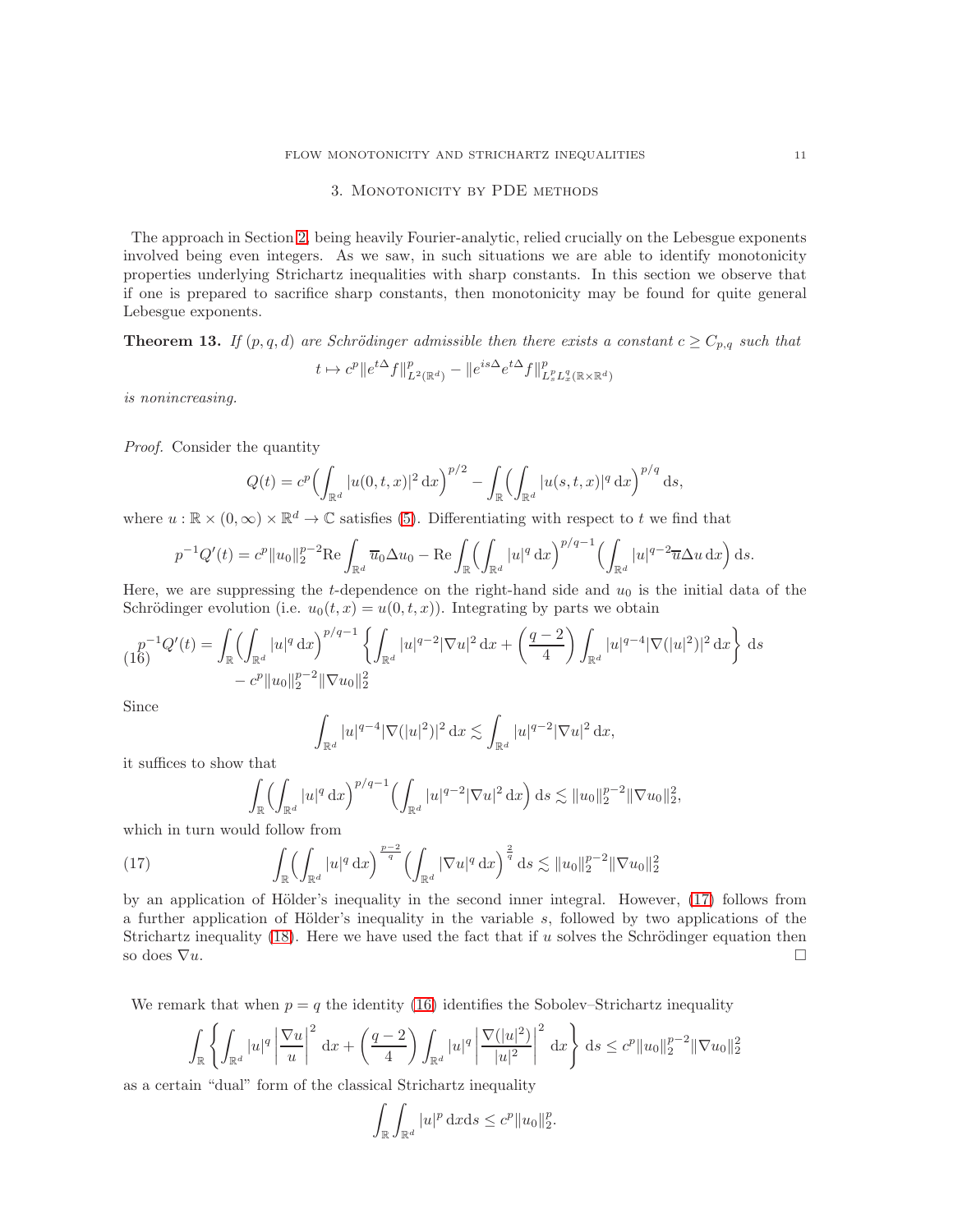## 3. Monotonicity by PDE methods

The approach in Section 2, being heavily Fourier-analytic, relied crucially on the Lebesgue exponents involved being even integers. As we saw, in such situations we are able to identify monotonicity properties underlying Strichartz inequalities with sharp constants. In this section we observe that if one is prepared to sacrifice sharp constants, then monotonicity may be found for quite general Lebesgue exponents.

**Theorem 13.** *If $(p,q,d)$ are Schrödinger admissible then there exists a constant $c \geq C_{p,q}$ such that*

$$t \mapsto c^p \|e^{t\Delta} f\|^p_{L^2(\mathbb{R}^d)} - \|e^{is\Delta} e^{t\Delta} f\|^p_{L^p_s L^q_x(\mathbb{R}\times\mathbb{R}^d)}$$

*is nonincreasing.*

*Proof.* Consider the quantity

$$Q(t) = c^p \Big( \int_{\mathbb{R}^d} |u(0,t,x)|^2 \,\mathrm{d}x \Big)^{p/2} - \int_{\mathbb{R}} \Big( \int_{\mathbb{R}^d} |u(s,t,x)|^q \,\mathrm{d}x \Big)^{p/q} \mathrm{d}s,$$

where $u : \mathbb{R} \times (0,\infty) \times \mathbb{R}^d \to \mathbb{C}$ satisfies (5). Differentiating with respect to $t$ we find that

$$p^{-1} Q'(t) = c^p \|u_0\|_2^{p-2} \mathrm{Re} \int_{\mathbb{R}^d} \overline{u}_0 \Delta u_0 - \mathrm{Re} \int_{\mathbb{R}} \Big( \int_{\mathbb{R}^d} |u|^q \,\mathrm{d}x \Big)^{p/q-1} \Big( \int_{\mathbb{R}^d} |u|^{q-2} \overline{u} \Delta u \,\mathrm{d}x \Big) \mathrm{d}s.$$

Here, we are suppressing the $t$-dependence on the right-hand side and $u_0$ is the initial data of the Schrödinger evolution (i.e. $u_0(t,x) = u(0,t,x)$). Integrating by parts we obtain

$$\begin{aligned} p^{-1} Q'(t) = &\int_{\mathbb{R}} \Big( \int_{\mathbb{R}^d} |u|^q \,\mathrm{d}x \Big)^{p/q-1} \left\{ \int_{\mathbb{R}^d} |u|^{q-2} |\nabla u|^2 \,\mathrm{d}x + \Big( \frac{q-2}{4} \Big) \int_{\mathbb{R}^d} |u|^{q-4} |\nabla (|u|^2)|^2 \,\mathrm{d}x \right\} \mathrm{d}s \\ &- c^p \|u_0\|_2^{p-2} \|\nabla u_0\|_2^2 \end{aligned} \tag{16}$$

Since

$$\int_{\mathbb{R}^d} |u|^{q-4} |\nabla(|u|^2)|^2 \,\mathrm{d}x \lesssim \int_{\mathbb{R}^d} |u|^{q-2} |\nabla u|^2 \,\mathrm{d}x,$$

it suffices to show that

$$\int_{\mathbb{R}} \Big( \int_{\mathbb{R}^d} |u|^q \,\mathrm{d}x \Big)^{p/q-1} \Big( \int_{\mathbb{R}^d} |u|^{q-2} |\nabla u|^2 \,\mathrm{d}x \Big) \mathrm{d}s \lesssim \|u_0\|_2^{p-2} \|\nabla u_0\|_2^2,$$

which in turn would follow from

$$\int_{\mathbb{R}} \Big( \int_{\mathbb{R}^d} |u|^q \,\mathrm{d}x \Big)^{\frac{p-2}{q}} \Big( \int_{\mathbb{R}^d} |\nabla u|^q \,\mathrm{d}x \Big)^{\frac{2}{q}} \mathrm{d}s \lesssim \|u_0\|_2^{p-2} \|\nabla u_0\|_2^2 \tag{17}$$

by an application of Hölder's inequality in the second inner integral. However, (17) follows from a further application of Hölder's inequality in the variable $s$, followed by two applications of the Strichartz inequality (18). Here we have used the fact that if $u$ solves the Schrödinger equation then so does $\nabla u$. $\square$

We remark that when $p = q$ the identity (16) identifies the Sobolev–Strichartz inequality

$$\int_{\mathbb{R}} \left\{ \int_{\mathbb{R}^d} |u|^q \left| \frac{\nabla u}{u} \right|^2 \mathrm{d}x + \Big( \frac{q-2}{4} \Big) \int_{\mathbb{R}^d} |u|^q \left| \frac{\nabla (|u|^2)}{|u|^2} \right|^2 \mathrm{d}x \right\} \mathrm{d}s \leq c^p \|u_0\|_2^{p-2} \|\nabla u_0\|_2^2$$

as a certain "dual" form of the classical Strichartz inequality

$$\int_{\mathbb{R}} \int_{\mathbb{R}^d} |u|^p \,\mathrm{d}x \mathrm{d}s \leq c^p \|u_0\|_2^p.$$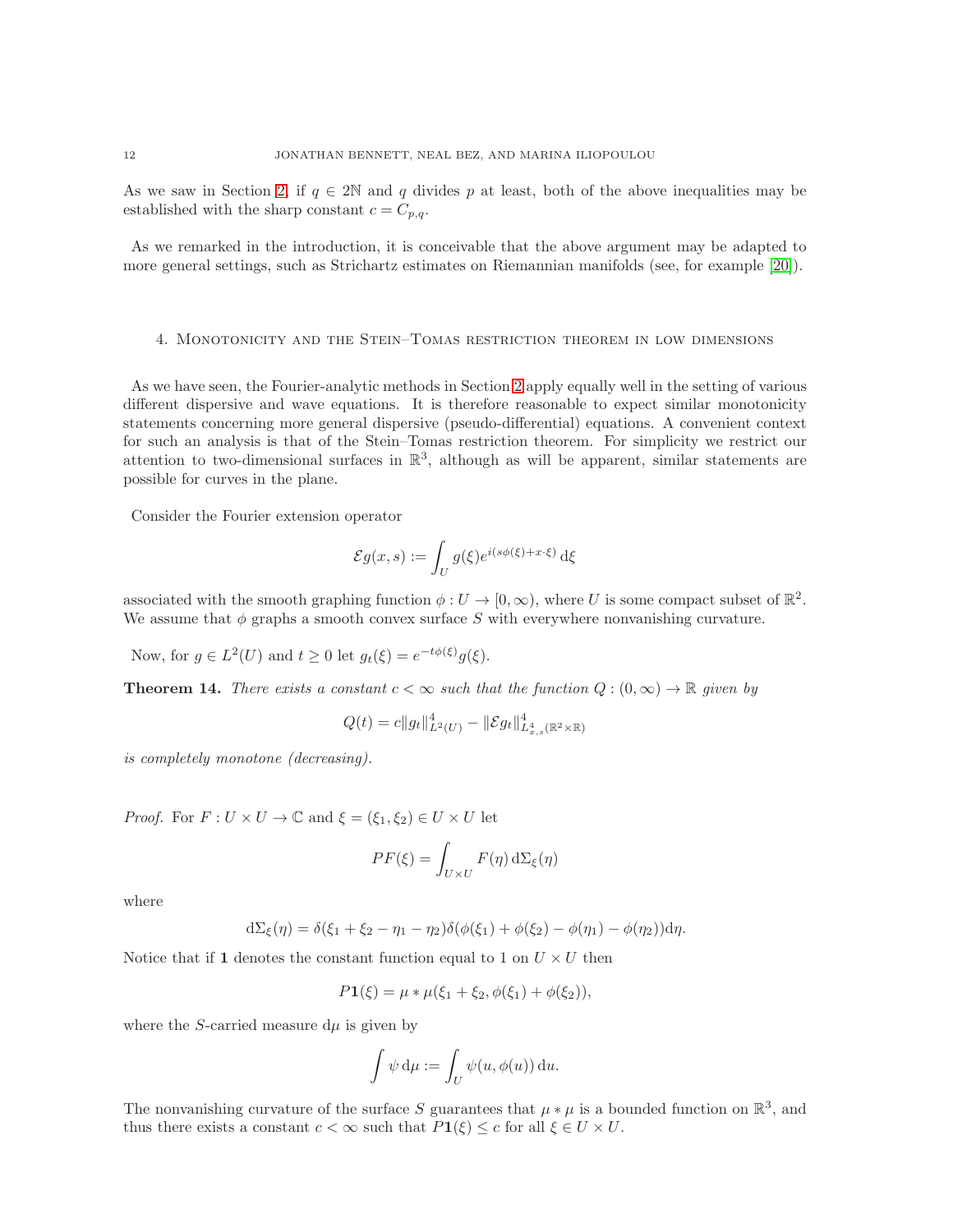As we saw in Section 2, if $q \in 2\mathbb{N}$ and $q$ divides $p$ at least, both of the above inequalities may be established with the sharp constant $c = C_{p,q}$.

As we remarked in the introduction, it is conceivable that the above argument may be adapted to more general settings, such as Strichartz estimates on Riemannian manifolds (see, for example [20]).

## 4. Monotonicity and the Stein–Tomas restriction theorem in low dimensions

As we have seen, the Fourier-analytic methods in Section 2 apply equally well in the setting of various different dispersive and wave equations. It is therefore reasonable to expect similar monotonicity statements concerning more general dispersive (pseudo-differential) equations. A convenient context for such an analysis is that of the Stein–Tomas restriction theorem. For simplicity we restrict our attention to two-dimensional surfaces in $\mathbb{R}^3$, although as will be apparent, similar statements are possible for curves in the plane.

Consider the Fourier extension operator

$$\mathcal{E}g(x,s) := \int_U g(\xi) e^{i(s\phi(\xi)+x\cdot\xi)}\,\mathrm{d}\xi$$

associated with the smooth graphing function $\phi : U \to [0,\infty)$, where $U$ is some compact subset of $\mathbb{R}^2$. We assume that $\phi$ graphs a smooth convex surface $S$ with everywhere nonvanishing curvature.

Now, for $g \in L^2(U)$ and $t \geq 0$ let $g_t(\xi) = e^{-t\phi(\xi)}g(\xi)$.

**Theorem 14.** *There exists a constant $c < \infty$ such that the function $Q : (0,\infty) \to \mathbb{R}$ given by*

$$Q(t) = c\|g_t\|^4_{L^2(U)} - \|\mathcal{E}g_t\|^4_{L^4_{x,s}(\mathbb{R}^2\times\mathbb{R})}$$

*is completely monotone (decreasing).*

*Proof.* For $F : U \times U \to \mathbb{C}$ and $\xi = (\xi_1,\xi_2) \in U \times U$ let

$$PF(\xi) = \int_{U\times U} F(\eta)\,\mathrm{d}\Sigma_\xi(\eta)$$

where

$$\mathrm{d}\Sigma_\xi(\eta) = \delta(\xi_1+\xi_2-\eta_1-\eta_2)\delta(\phi(\xi_1)+\phi(\xi_2)-\phi(\eta_1)-\phi(\eta_2))\mathrm{d}\eta.$$

Notice that if $\mathbf{1}$ denotes the constant function equal to 1 on $U \times U$ then

$$P\mathbf{1}(\xi) = \mu * \mu(\xi_1+\xi_2, \phi(\xi_1)+\phi(\xi_2)),$$

where the $S$-carried measure $\mathrm{d}\mu$ is given by

$$\int \psi\,\mathrm{d}\mu := \int_U \psi(u,\phi(u))\,\mathrm{d}u.$$

The nonvanishing curvature of the surface $S$ guarantees that $\mu * \mu$ is a bounded function on $\mathbb{R}^3$, and thus there exists a constant $c < \infty$ such that $P\mathbf{1}(\xi) \leq c$ for all $\xi \in U \times U$.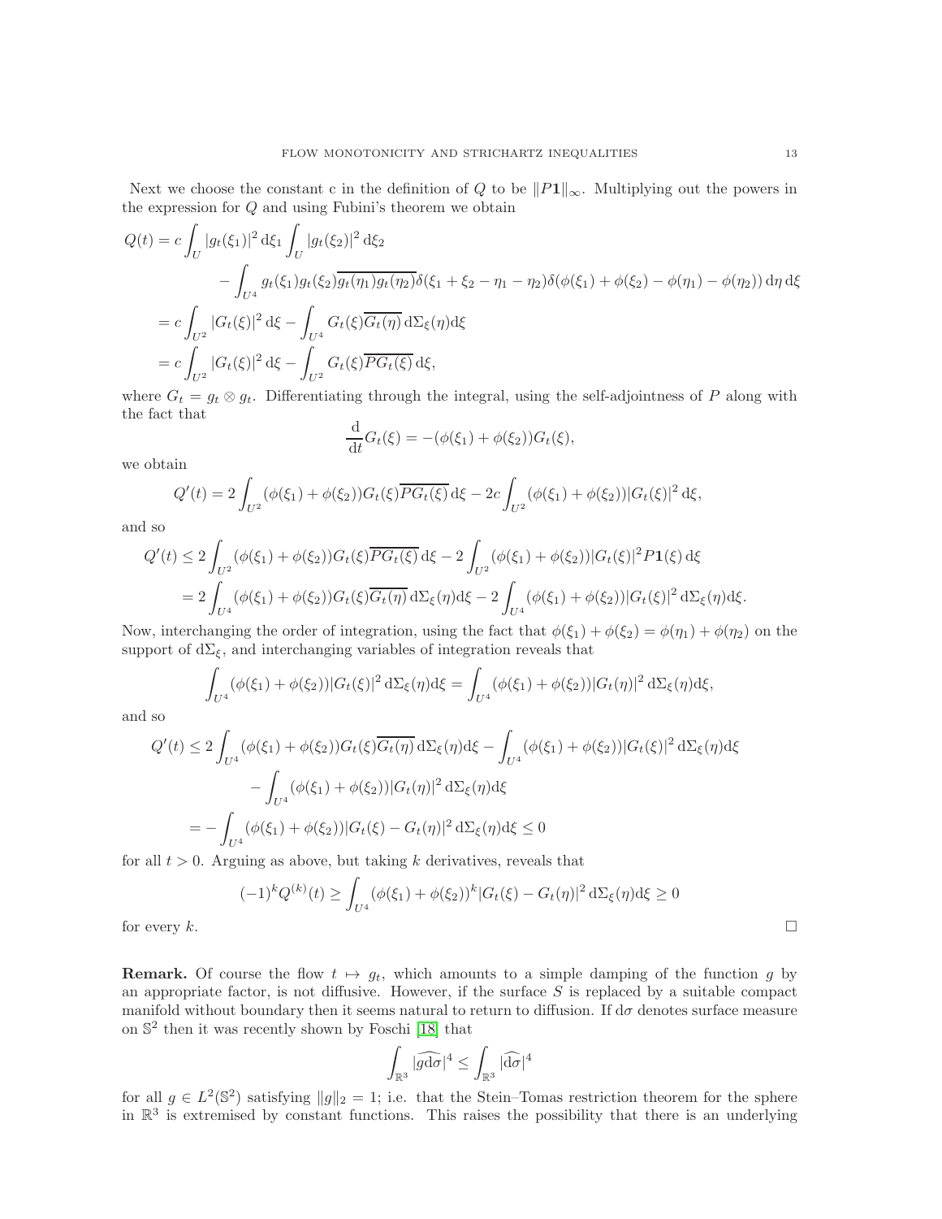Next we choose the constant c in the definition of $Q$ to be $\|P\mathbf{1}\|_\infty$. Multiplying out the powers in the expression for $Q$ and using Fubini's theorem we obtain

$$
\begin{aligned}
Q(t) &= c\int_U |g_t(\xi_1)|^2\,\mathrm{d}\xi_1 \int_U |g_t(\xi_2)|^2\,\mathrm{d}\xi_2 \\
&\qquad - \int_{U^4} g_t(\xi_1)g_t(\xi_2)\overline{g_t(\eta_1)g_t(\eta_2)}\delta(\xi_1+\xi_2-\eta_1-\eta_2)\delta(\phi(\xi_1)+\phi(\xi_2)-\phi(\eta_1)-\phi(\eta_2))\,\mathrm{d}\eta\,\mathrm{d}\xi \\
&= c\int_{U^2}|G_t(\xi)|^2\,\mathrm{d}\xi - \int_{U^4} G_t(\xi)\overline{G_t(\eta)}\,\mathrm{d}\Sigma_\xi(\eta)\mathrm{d}\xi \\
&= c\int_{U^2}|G_t(\xi)|^2\,\mathrm{d}\xi - \int_{U^2} G_t(\xi)\overline{PG_t(\xi)}\,\mathrm{d}\xi,
\end{aligned}
$$

where $G_t = g_t \otimes g_t$. Differentiating through the integral, using the self-adjointness of $P$ along with the fact that

$$
\frac{\mathrm{d}}{\mathrm{d}t}G_t(\xi) = -(\phi(\xi_1)+\phi(\xi_2))G_t(\xi),
$$

we obtain

$$
Q'(t) = 2\int_{U^2}(\phi(\xi_1)+\phi(\xi_2))G_t(\xi)\overline{PG_t(\xi)}\,\mathrm{d}\xi - 2c\int_{U^2}(\phi(\xi_1)+\phi(\xi_2))|G_t(\xi)|^2\,\mathrm{d}\xi,
$$

and so

$$
\begin{aligned}
Q'(t) &\leq 2\int_{U^2}(\phi(\xi_1)+\phi(\xi_2))G_t(\xi)\overline{PG_t(\xi)}\,\mathrm{d}\xi - 2\int_{U^2}(\phi(\xi_1)+\phi(\xi_2))|G_t(\xi)|^2 P\mathbf{1}(\xi)\,\mathrm{d}\xi \\
&= 2\int_{U^4}(\phi(\xi_1)+\phi(\xi_2))G_t(\xi)\overline{G_t(\eta)}\,\mathrm{d}\Sigma_\xi(\eta)\mathrm{d}\xi - 2\int_{U^4}(\phi(\xi_1)+\phi(\xi_2))|G_t(\xi)|^2\,\mathrm{d}\Sigma_\xi(\eta)\mathrm{d}\xi.
\end{aligned}
$$

Now, interchanging the order of integration, using the fact that $\phi(\xi_1)+\phi(\xi_2)=\phi(\eta_1)+\phi(\eta_2)$ on the support of $\mathrm{d}\Sigma_\xi$, and interchanging variables of integration reveals that

$$
\int_{U^4}(\phi(\xi_1)+\phi(\xi_2))|G_t(\xi)|^2\,\mathrm{d}\Sigma_\xi(\eta)\mathrm{d}\xi = \int_{U^4}(\phi(\xi_1)+\phi(\xi_2))|G_t(\eta)|^2\,\mathrm{d}\Sigma_\xi(\eta)\mathrm{d}\xi,
$$

and so

$$
\begin{aligned}
Q'(t) &\leq 2\int_{U^4}(\phi(\xi_1)+\phi(\xi_2))G_t(\xi)\overline{G_t(\eta)}\,\mathrm{d}\Sigma_\xi(\eta)\mathrm{d}\xi - \int_{U^4}(\phi(\xi_1)+\phi(\xi_2))|G_t(\xi)|^2\,\mathrm{d}\Sigma_\xi(\eta)\mathrm{d}\xi \\
&\qquad - \int_{U^4}(\phi(\xi_1)+\phi(\xi_2))|G_t(\eta)|^2\,\mathrm{d}\Sigma_\xi(\eta)\mathrm{d}\xi \\
&= -\int_{U^4}(\phi(\xi_1)+\phi(\xi_2))|G_t(\xi)-G_t(\eta)|^2\,\mathrm{d}\Sigma_\xi(\eta)\mathrm{d}\xi \leq 0
\end{aligned}
$$

for all $t>0$. Arguing as above, but taking $k$ derivatives, reveals that

$$
(-1)^k Q^{(k)}(t) \geq \int_{U^4}(\phi(\xi_1)+\phi(\xi_2))^k|G_t(\xi)-G_t(\eta)|^2\,\mathrm{d}\Sigma_\xi(\eta)\mathrm{d}\xi \geq 0
$$

for every $k$. □

**Remark.** Of course the flow $t \mapsto g_t$, which amounts to a simple damping of the function $g$ by an appropriate factor, is not diffusive. However, if the surface $S$ is replaced by a suitable compact manifold without boundary then it seems natural to return to diffusion. If $\mathrm{d}\sigma$ denotes surface measure on $\mathbb{S}^2$ then it was recently shown by Foschi [18] that

$$
\int_{\mathbb{R}^3}|\widehat{g\mathrm{d}\sigma}|^4 \leq \int_{\mathbb{R}^3}|\widehat{\mathrm{d}\sigma}|^4
$$

for all $g \in L^2(\mathbb{S}^2)$ satisfying $\|g\|_2 = 1$; i.e. that the Stein–Tomas restriction theorem for the sphere in $\mathbb{R}^3$ is extremised by constant functions. This raises the possibility that there is an underlying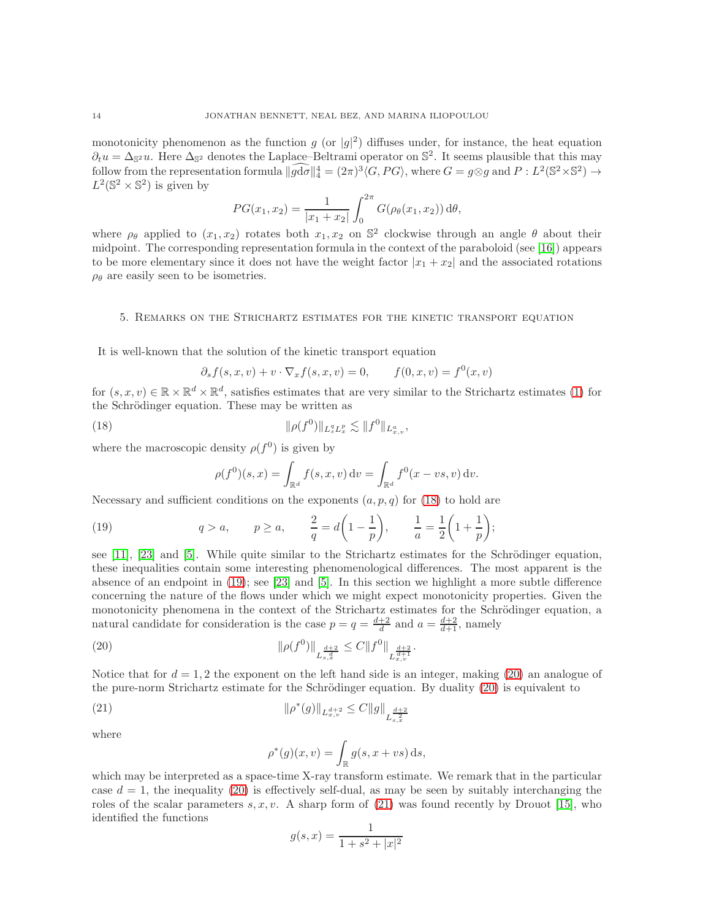monotonicity phenomenon as the function $g$ (or $|g|^2$) diffuses under, for instance, the heat equation $\partial_t u = \Delta_{\mathbb{S}^2} u$. Here $\Delta_{\mathbb{S}^2}$ denotes the Laplace–Beltrami operator on $\mathbb{S}^2$. It seems plausible that this may follow from the representation formula $\|\widehat{g\mathrm{d}\sigma}\|_4^4 = (2\pi)^3 \langle G, PG\rangle$, where $G = g \otimes g$ and $P : L^2(\mathbb{S}^2 \times \mathbb{S}^2) \to L^2(\mathbb{S}^2 \times \mathbb{S}^2)$ is given by

$$PG(x_1, x_2) = \frac{1}{|x_1 + x_2|} \int_0^{2\pi} G(\rho_\theta(x_1, x_2))\, \mathrm{d}\theta,$$

where $\rho_\theta$ applied to $(x_1, x_2)$ rotates both $x_1, x_2$ on $\mathbb{S}^2$ clockwise through an angle $\theta$ about their midpoint. The corresponding representation formula in the context of the paraboloid (see [16]) appears to be more elementary since it does not have the weight factor $|x_1 + x_2|$ and the associated rotations $\rho_\theta$ are easily seen to be isometries.

## 5. Remarks on the Strichartz estimates for the kinetic transport equation

It is well-known that the solution of the kinetic transport equation

$$\partial_s f(s, x, v) + v \cdot \nabla_x f(s, x, v) = 0, \qquad f(0, x, v) = f^0(x, v)$$

for $(s, x, v) \in \mathbb{R} \times \mathbb{R}^d \times \mathbb{R}^d$, satisfies estimates that are very similar to the Strichartz estimates (1) for the Schrödinger equation. These may be written as

$$\|\rho(f^0)\|_{L^q_s L^p_x} \lesssim \|f^0\|_{L^a_{x,v}}, \tag{18}$$

where the macroscopic density $\rho(f^0)$ is given by

$$\rho(f^0)(s, x) = \int_{\mathbb{R}^d} f(s, x, v)\, \mathrm{d}v = \int_{\mathbb{R}^d} f^0(x - vs, v)\, \mathrm{d}v.$$

Necessary and sufficient conditions on the exponents $(a, p, q)$ for (18) to hold are

$$q > a, \qquad p \geq a, \qquad \frac{2}{q} = d\left(1 - \frac{1}{p}\right), \qquad \frac{1}{a} = \frac{1}{2}\left(1 + \frac{1}{p}\right); \tag{19}$$

see [11], [23] and [5]. While quite similar to the Strichartz estimates for the Schrödinger equation, these inequalities contain some interesting phenomenological differences. The most apparent is the absence of an endpoint in (19); see [23] and [5]. In this section we highlight a more subtle difference concerning the nature of the flows under which we might expect monotonicity properties. Given the monotonicity phenomena in the context of the Strichartz estimates for the Schrödinger equation, a natural candidate for consideration is the case $p = q = \frac{d+2}{d}$ and $a = \frac{d+2}{d+1}$, namely

$$\|\rho(f^0)\|_{L^{\frac{d+2}{d}}_{s,x}} \leq C \|f^0\|_{L^{\frac{d+2}{d+1}}_{x,v}}. \tag{20}$$

Notice that for $d = 1, 2$ the exponent on the left hand side is an integer, making (20) an analogue of the pure-norm Strichartz estimate for the Schrödinger equation. By duality (20) is equivalent to

$$\|\rho^*(g)\|_{L^{d+2}_{x,v}} \leq C \|g\|_{L^{\frac{d+2}{2}}_{s,x}} \tag{21}$$

where

$$\rho^*(g)(x, v) = \int_{\mathbb{R}} g(s, x + vs)\, \mathrm{d}s,$$

which may be interpreted as a space-time X-ray transform estimate. We remark that in the particular case $d = 1$, the inequality (20) is effectively self-dual, as may be seen by suitably interchanging the roles of the scalar parameters $s, x, v$. A sharp form of (21) was found recently by Drouot [15], who identified the functions

$$g(s, x) = \frac{1}{1 + s^2 + |x|^2}$$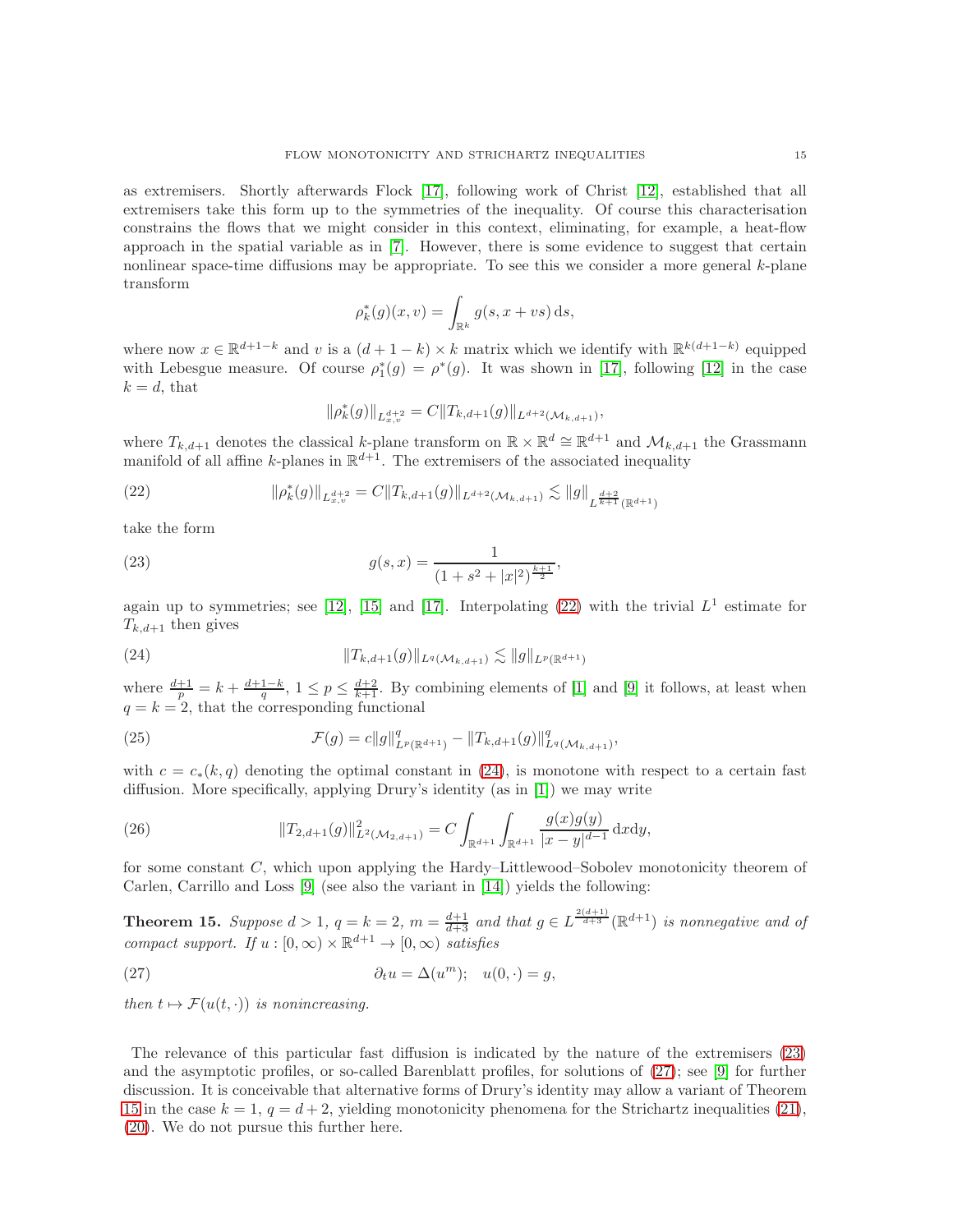as extremisers. Shortly afterwards Flock [17], following work of Christ [12], established that all extremisers take this form up to the symmetries of the inequality. Of course this characterisation constrains the flows that we might consider in this context, eliminating, for example, a heat-flow approach in the spatial variable as in [7]. However, there is some evidence to suggest that certain nonlinear space-time diffusions may be appropriate. To see this we consider a more general $k$-plane transform

$$\rho_k^*(g)(x,v) = \int_{\mathbb{R}^k} g(s, x+vs)\,\mathrm{d}s,$$

where now $x \in \mathbb{R}^{d+1-k}$ and $v$ is a $(d+1-k)\times k$ matrix which we identify with $\mathbb{R}^{k(d+1-k)}$ equipped with Lebesgue measure. Of course $\rho_1^*(g) = \rho^*(g)$. It was shown in [17], following [12] in the case $k=d$, that

$$\|\rho_k^*(g)\|_{L^{d+2}_{x,v}} = C\|T_{k,d+1}(g)\|_{L^{d+2}(\mathcal{M}_{k,d+1})},$$

where $T_{k,d+1}$ denotes the classical $k$-plane transform on $\mathbb{R}\times\mathbb{R}^d \cong \mathbb{R}^{d+1}$ and $\mathcal{M}_{k,d+1}$ the Grassmann manifold of all affine $k$-planes in $\mathbb{R}^{d+1}$. The extremisers of the associated inequality

$$\|\rho_k^*(g)\|_{L^{d+2}_{x,v}} = C\|T_{k,d+1}(g)\|_{L^{d+2}(\mathcal{M}_{k,d+1})} \lesssim \|g\|_{L^{\frac{d+2}{k+1}}(\mathbb{R}^{d+1})} \tag{22}$$

take the form

$$g(s,x) = \frac{1}{(1+s^2+|x|^2)^{\frac{k+1}{2}}}, \tag{23}$$

again up to symmetries; see [12], [15] and [17]. Interpolating (22) with the trivial $L^1$ estimate for $T_{k,d+1}$ then gives

$$\|T_{k,d+1}(g)\|_{L^q(\mathcal{M}_{k,d+1})} \lesssim \|g\|_{L^p(\mathbb{R}^{d+1})} \tag{24}$$

where $\frac{d+1}{p} = k + \frac{d+1-k}{q}$, $1 \le p \le \frac{d+2}{k+1}$. By combining elements of [1] and [9] it follows, at least when $q=k=2$, that the corresponding functional

$$\mathcal{F}(g) = c\|g\|^q_{L^p(\mathbb{R}^{d+1})} - \|T_{k,d+1}(g)\|^q_{L^q(\mathcal{M}_{k,d+1})}, \tag{25}$$

with $c = c_*(k,q)$ denoting the optimal constant in (24), is monotone with respect to a certain fast diffusion. More specifically, applying Drury's identity (as in [1]) we may write

$$\|T_{2,d+1}(g)\|^2_{L^2(\mathcal{M}_{2,d+1})} = C\int_{\mathbb{R}^{d+1}}\int_{\mathbb{R}^{d+1}} \frac{g(x)g(y)}{|x-y|^{d-1}}\,\mathrm{d}x\mathrm{d}y, \tag{26}$$

for some constant $C$, which upon applying the Hardy–Littlewood–Sobolev monotonicity theorem of Carlen, Carrillo and Loss [9] (see also the variant in [14]) yields the following:

**Theorem 15.** *Suppose $d>1$, $q=k=2$, $m=\frac{d+1}{d+3}$ and that $g \in L^{\frac{2(d+1)}{d+3}}(\mathbb{R}^{d+1})$ is nonnegative and of compact support. If $u : [0,\infty)\times\mathbb{R}^{d+1} \to [0,\infty)$ satisfies*

$$\partial_t u = \Delta(u^m); \quad u(0,\cdot) = g, \tag{27}$$

*then $t \mapsto \mathcal{F}(u(t,\cdot))$ is nonincreasing.*

The relevance of this particular fast diffusion is indicated by the nature of the extremisers (23) and the asymptotic profiles, or so-called Barenblatt profiles, for solutions of (27); see [9] for further discussion. It is conceivable that alternative forms of Drury's identity may allow a variant of Theorem 15 in the case $k=1$, $q=d+2$, yielding monotonicity phenomena for the Strichartz inequalities (21), (20). We do not pursue this further here.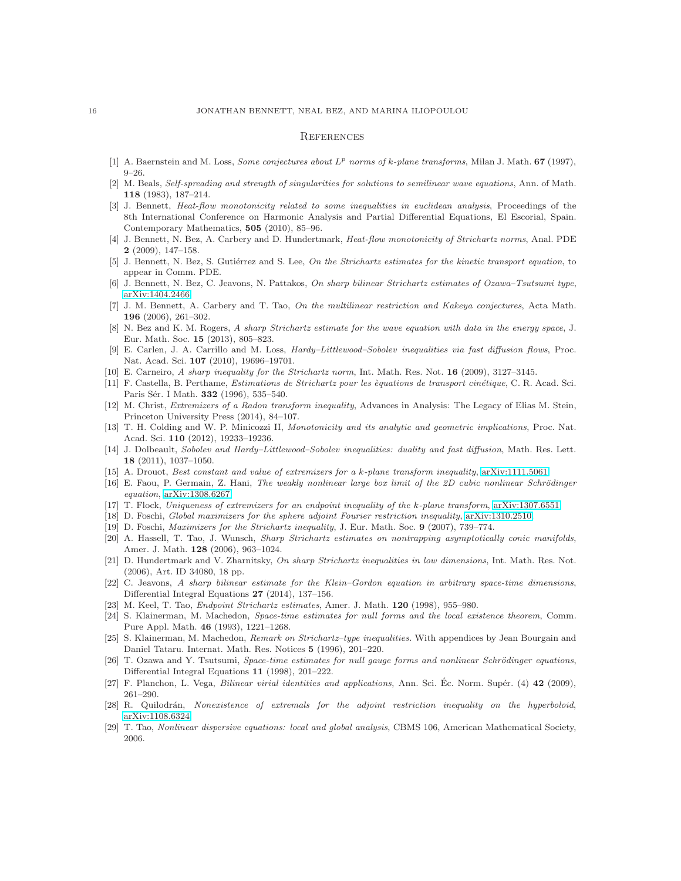## References

[1] A. Baernstein and M. Loss, *Some conjectures about $L^p$ norms of k-plane transforms*, Milan J. Math. **67** (1997), 9–26.

[2] M. Beals, *Self-spreading and strength of singularities for solutions to semilinear wave equations*, Ann. of Math. **118** (1983), 187–214.

[3] J. Bennett, *Heat-flow monotonicity related to some inequalities in euclidean analysis*, Proceedings of the 8th International Conference on Harmonic Analysis and Partial Differential Equations, El Escorial, Spain. Contemporary Mathematics, **505** (2010), 85–96.

[4] J. Bennett, N. Bez, A. Carbery and D. Hundertmark, *Heat-flow monotonicity of Strichartz norms*, Anal. PDE **2** (2009), 147–158.

[5] J. Bennett, N. Bez, S. Gutiérrez and S. Lee, *On the Strichartz estimates for the kinetic transport equation*, to appear in Comm. PDE.

[6] J. Bennett, N. Bez, C. Jeavons, N. Pattakos, *On sharp bilinear Strichartz estimates of Ozawa–Tsutsumi type*, arXiv:1404.2466

[7] J. M. Bennett, A. Carbery and T. Tao, *On the multilinear restriction and Kakeya conjectures*, Acta Math. **196** (2006), 261–302.

[8] N. Bez and K. M. Rogers, *A sharp Strichartz estimate for the wave equation with data in the energy space*, J. Eur. Math. Soc. **15** (2013), 805–823.

[9] E. Carlen, J. A. Carrillo and M. Loss, *Hardy–Littlewood–Sobolev inequalities via fast diffusion flows*, Proc. Nat. Acad. Sci. **107** (2010), 19696–19701.

[10] E. Carneiro, *A sharp inequality for the Strichartz norm*, Int. Math. Res. Not. **16** (2009), 3127–3145.

[11] F. Castella, B. Perthame, *Estimations de Strichartz pour les èquations de transport cinétique*, C. R. Acad. Sci. Paris Sér. I Math. **332** (1996), 535–540.

[12] M. Christ, *Extremizers of a Radon transform inequality*, Advances in Analysis: The Legacy of Elias M. Stein, Princeton University Press (2014), 84–107.

[13] T. H. Colding and W. P. Minicozzi II, *Monotonicity and its analytic and geometric implications*, Proc. Nat. Acad. Sci. **110** (2012), 19233–19236.

[14] J. Dolbeault, *Sobolev and Hardy–Littlewood–Sobolev inequalities: duality and fast diffusion*, Math. Res. Lett. **18** (2011), 1037–1050.

[15] A. Drouot, *Best constant and value of extremizers for a k-plane transform inequality*, arXiv:1111.5061

[16] E. Faou, P. Germain, Z. Hani, *The weakly nonlinear large box limit of the 2D cubic nonlinear Schrödinger equation*, arXiv:1308.6267

[17] T. Flock, *Uniqueness of extremizers for an endpoint inequality of the k-plane transform*, arXiv:1307.6551

[18] D. Foschi, *Global maximizers for the sphere adjoint Fourier restriction inequality*, arXiv:1310.2510

[19] D. Foschi, *Maximizers for the Strichartz inequality*, J. Eur. Math. Soc. **9** (2007), 739–774.

[20] A. Hassell, T. Tao, J. Wunsch, *Sharp Strichartz estimates on nontrapping asymptotically conic manifolds*, Amer. J. Math. **128** (2006), 963–1024.

[21] D. Hundertmark and V. Zharnitsky, *On sharp Strichartz inequalities in low dimensions*, Int. Math. Res. Not. (2006), Art. ID 34080, 18 pp.

[22] C. Jeavons, *A sharp bilinear estimate for the Klein–Gordon equation in arbitrary space-time dimensions*, Differential Integral Equations **27** (2014), 137–156.

[23] M. Keel, T. Tao, *Endpoint Strichartz estimates*, Amer. J. Math. **120** (1998), 955–980.

[24] S. Klainerman, M. Machedon, *Space-time estimates for null forms and the local existence theorem*, Comm. Pure Appl. Math. **46** (1993), 1221–1268.

[25] S. Klainerman, M. Machedon, *Remark on Strichartz–type inequalities*. With appendices by Jean Bourgain and Daniel Tataru. Internat. Math. Res. Notices **5** (1996), 201–220.

[26] T. Ozawa and Y. Tsutsumi, *Space-time estimates for null gauge forms and nonlinear Schrödinger equations*, Differential Integral Equations **11** (1998), 201–222.

[27] F. Planchon, L. Vega, *Bilinear virial identities and applications*, Ann. Sci. Éc. Norm. Supér. (4) **42** (2009), 261–290.

[28] R. Quilodrán, *Nonexistence of extremals for the adjoint restriction inequality on the hyperboloid*, arXiv:1108.6324

[29] T. Tao, *Nonlinear dispersive equations: local and global analysis*, CBMS 106, American Mathematical Society, 2006.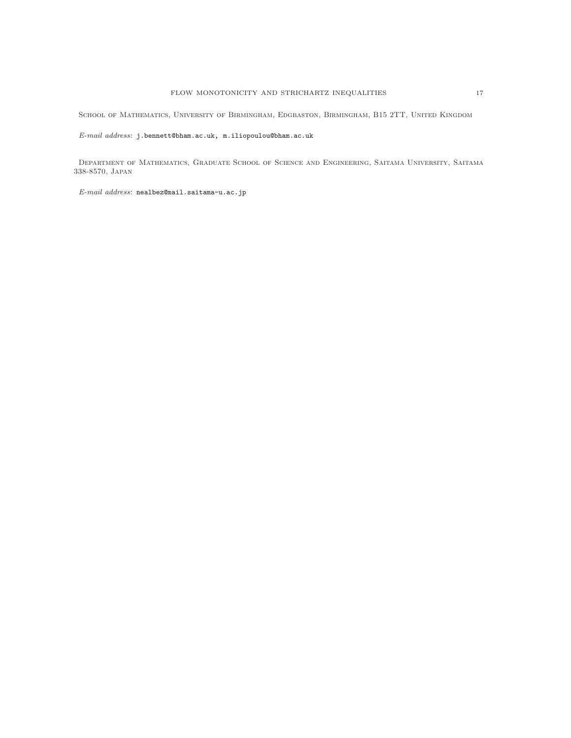School of Mathematics, University of Birmingham, Edgbaston, Birmingham, B15 2TT, United Kingdom

*E-mail address*: j.bennett@bham.ac.uk, m.iliopoulou@bham.ac.uk

Department of Mathematics, Graduate School of Science and Engineering, Saitama University, Saitama 338-8570, Japan

*E-mail address*: nealbez@mail.saitama-u.ac.jp